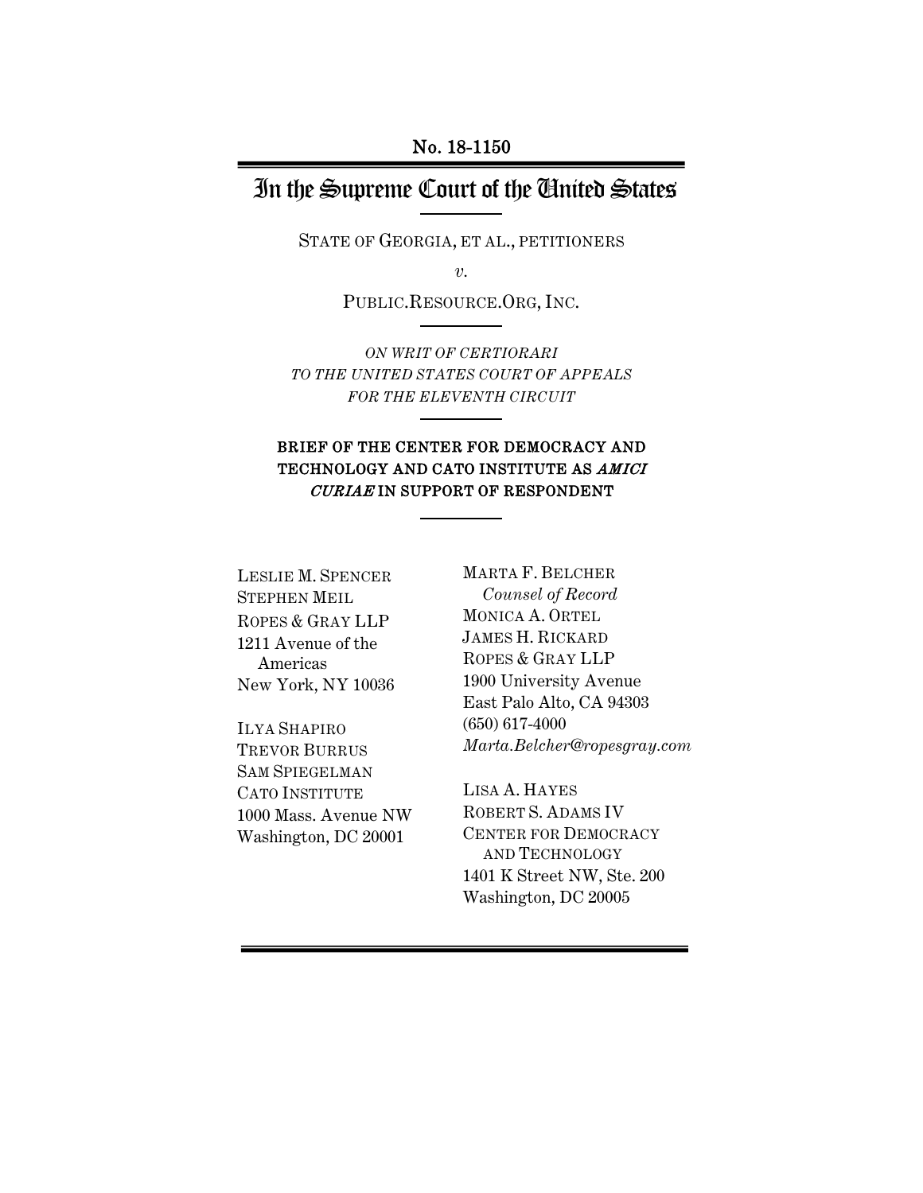No. 18-1150

# In the Supreme Court of the United States

STATE OF GEORGIA, ET AL., PETITIONERS

*v.*

PUBLIC.RESOURCE.ORG, INC.

*ON WRIT OF CERTIORARI TO THE UNITED STATES COURT OF APPEALS FOR THE ELEVENTH CIRCUIT*

**BRIEF OF THE CENTER FOR DEMOCRACY AND TECHNOLOGY AND CATO INSTITUTE AS *AMICI CURIAE* IN SUPPORT OF RESPONDENT**

MARTA F. BELCHER
*Counsel of Record*
MONICA A. ORTEL
JAMES H. RICKARD
ROPES & GRAY LLP
1900 University Avenue
East Palo Alto, CA 94303
(650) 617-4000
*Marta.Belcher@ropesgray.com*

LESLIE M. SPENCER
STEPHEN MEIL
ROPES & GRAY LLP
1211 Avenue of the Americas
New York, NY 10036

ILYA SHAPIRO
TREVOR BURRUS
SAM SPIEGELMAN
CATO INSTITUTE
1000 Mass. Avenue NW
Washington, DC 20001

LISA A. HAYES
ROBERT S. ADAMS IV
CENTER FOR DEMOCRACY AND TECHNOLOGY
1401 K Street NW, Ste. 200
Washington, DC 20005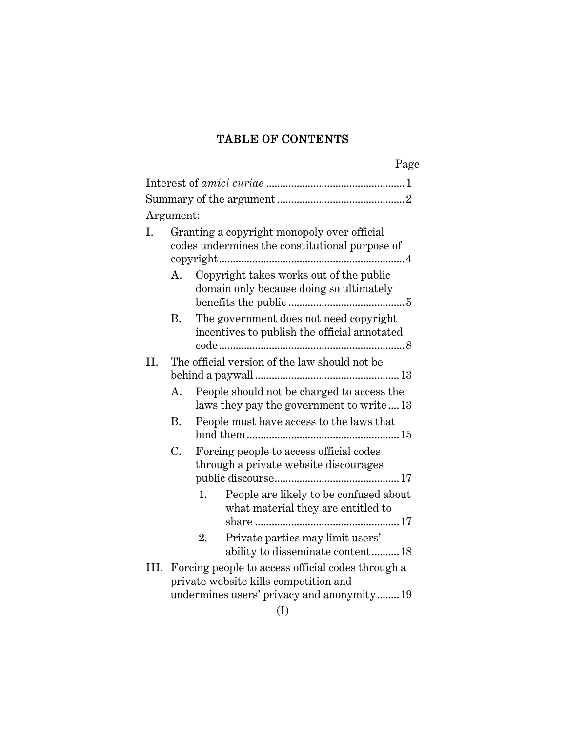# TABLE OF CONTENTS

| | Page |
|---|---|
| Interest of *amici curiae* | 1 |
| Summary of the argument | 2 |
| Argument: | |
| I. Granting a copyright monopoly over official codes undermines the constitutional purpose of copyright | 4 |
| A. Copyright takes works out of the public domain only because doing so ultimately benefits the public | 5 |
| B. The government does not need copyright incentives to publish the official annotated code | 8 |
| II. The official version of the law should not be behind a paywall | 13 |
| A. People should not be charged to access the laws they pay the government to write | 13 |
| B. People must have access to the laws that bind them | 15 |
| C. Forcing people to access official codes through a private website discourages public discourse | 17 |
| 1. People are likely to be confused about what material they are entitled to share | 17 |
| 2. Private parties may limit users' ability to disseminate content | 18 |
| III. Forcing people to access official codes through a private website kills competition and undermines users' privacy and anonymity | 19 |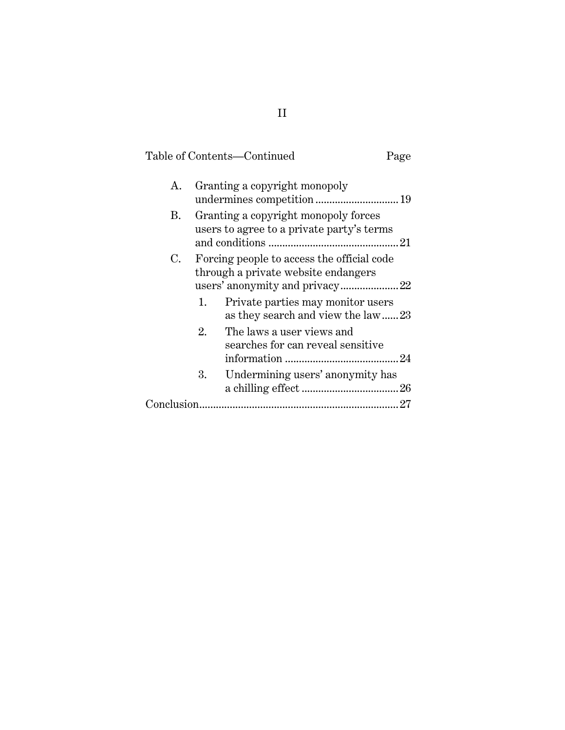Table of Contents—Continued Page

- A. Granting a copyright monopoly undermines competition ..... 19
- B. Granting a copyright monopoly forces users to agree to a private party's terms and conditions ..... 21
- C. Forcing people to access the official code through a private website endangers users' anonymity and privacy ..... 22
  - 1. Private parties may monitor users as they search and view the law ..... 23
  - 2. The laws a user views and searches for can reveal sensitive information ..... 24
  - 3. Undermining users' anonymity has a chilling effect ..... 26

Conclusion ..... 27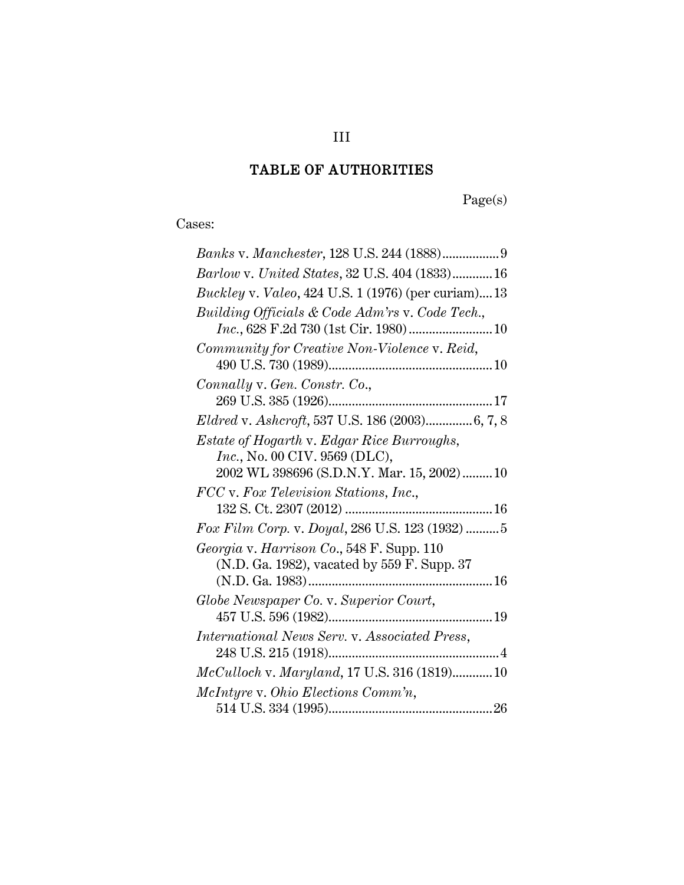# TABLE OF AUTHORITIES

Page(s)

Cases:

*Banks* v. *Manchester*, 128 U.S. 244 (1888) ................. 9

*Barlow* v. *United States*, 32 U.S. 404 (1833) ............ 16

*Buckley* v. *Valeo*, 424 U.S. 1 (1976) (per curiam) .... 13

*Building Officials & Code Adm'rs* v. *Code Tech., Inc.*, 628 F.2d 730 (1st Cir. 1980) ......................... 10

*Community for Creative Non-Violence* v. *Reid*, 490 U.S. 730 (1989) ................................................. 10

*Connally* v. *Gen. Constr. Co.*, 269 U.S. 385 (1926) ................................................. 17

*Eldred* v. *Ashcroft*, 537 U.S. 186 (2003) ............. 6, 7, 8

*Estate of Hogarth* v. *Edgar Rice Burroughs, Inc.*, No. 00 CIV. 9569 (DLC), 2002 WL 398696 (S.D.N.Y. Mar. 15, 2002) ......... 10

*FCC* v. *Fox Television Stations, Inc.*, 132 S. Ct. 2307 (2012) ............................................ 16

*Fox Film Corp.* v. *Doyal*, 286 U.S. 123 (1932) .......... 5

*Georgia* v. *Harrison Co.*, 548 F. Supp. 110 (N.D. Ga. 1982), vacated by 559 F. Supp. 37 (N.D. Ga. 1983) ....................................................... 16

*Globe Newspaper Co.* v. *Superior Court*, 457 U.S. 596 (1982) ................................................. 19

*International News Serv.* v. *Associated Press*, 248 U.S. 215 (1918) ................................................... 4

*McCulloch* v. *Maryland*, 17 U.S. 316 (1819) ............ 10

*McIntyre* v. *Ohio Elections Comm'n*, 514 U.S. 334 (1995) ................................................. 26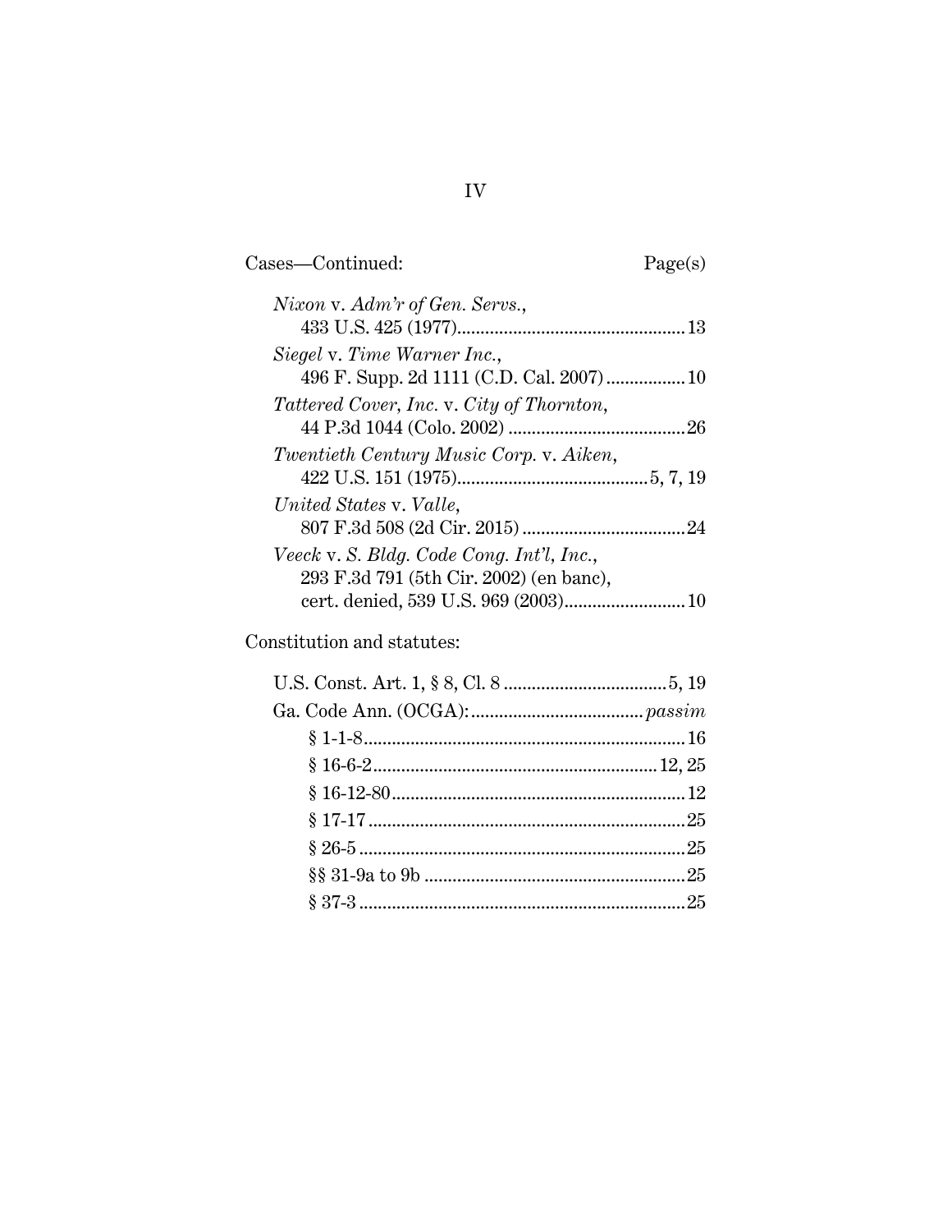Cases—Continued: Page(s)

*Nixon* v. *Adm'r of Gen. Servs.*,
433 U.S. 425 (1977)................................................13

*Siegel* v. *Time Warner Inc.*,
496 F. Supp. 2d 1111 (C.D. Cal. 2007)................10

*Tattered Cover, Inc.* v. *City of Thornton*,
44 P.3d 1044 (Colo. 2002) ....................................26

*Twentieth Century Music Corp.* v. *Aiken*,
422 U.S. 151 (1975)........................................5, 7, 19

*United States* v. *Valle*,
807 F.3d 508 (2d Cir. 2015) ..................................24

*Veeck* v. *S. Bldg. Code Cong. Int'l, Inc.*,
293 F.3d 791 (5th Cir. 2002) (en banc),
cert. denied, 539 U.S. 969 (2003).........................10

Constitution and statutes:

U.S. Const. Art. 1, § 8, Cl. 8 ..................................5, 19

Ga. Code Ann. (OCGA):....................................*passim*

§ 1-1-8....................................................................16

§ 16-6-2............................................................12, 25

§ 16-12-80..............................................................12

§ 17-17 ...................................................................25

§ 26-5 .....................................................................25

§§ 31-9a to 9b .......................................................25

§ 37-3 .....................................................................25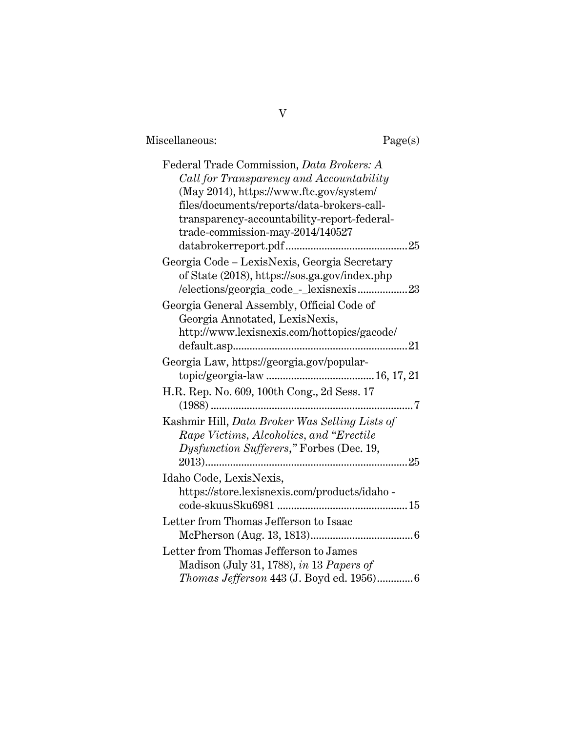Miscellaneous: Page(s)

Federal Trade Commission, *Data Brokers: A Call for Transparency and Accountability* (May 2014), https://www.ftc.gov/system/files/documents/reports/data-brokers-call-transparency-accountability-report-federal-trade-commission-may-2014/140527databrokerreport.pdf ............................................25

Georgia Code – LexisNexis, Georgia Secretary of State (2018), https://sos.ga.gov/index.php/elections/georgia_code_-_lexisnexis..................23

Georgia General Assembly, Official Code of Georgia Annotated, LexisNexis, http://www.lexisnexis.com/hottopics/gacode/default.asp...............................................................21

Georgia Law, https://georgia.gov/popular-topic/georgia-law .......................................16, 17, 21

H.R. Rep. No. 609, 100th Cong., 2d Sess. 17 (1988) .........................................................................7

Kashmir Hill, *Data Broker Was Selling Lists of Rape Victims, Alcoholics, and "Erectile Dysfunction Sufferers,"* Forbes (Dec. 19, 2013).........................................................................25

Idaho Code, LexisNexis, https://store.lexisnexis.com/products/idaho-code-skuusSku6981 ...............................................15

Letter from Thomas Jefferson to Isaac McPherson (Aug. 13, 1813).....................................6

Letter from Thomas Jefferson to James Madison (July 31, 1788), *in* 13 *Papers of Thomas Jefferson* 443 (J. Boyd ed. 1956).............6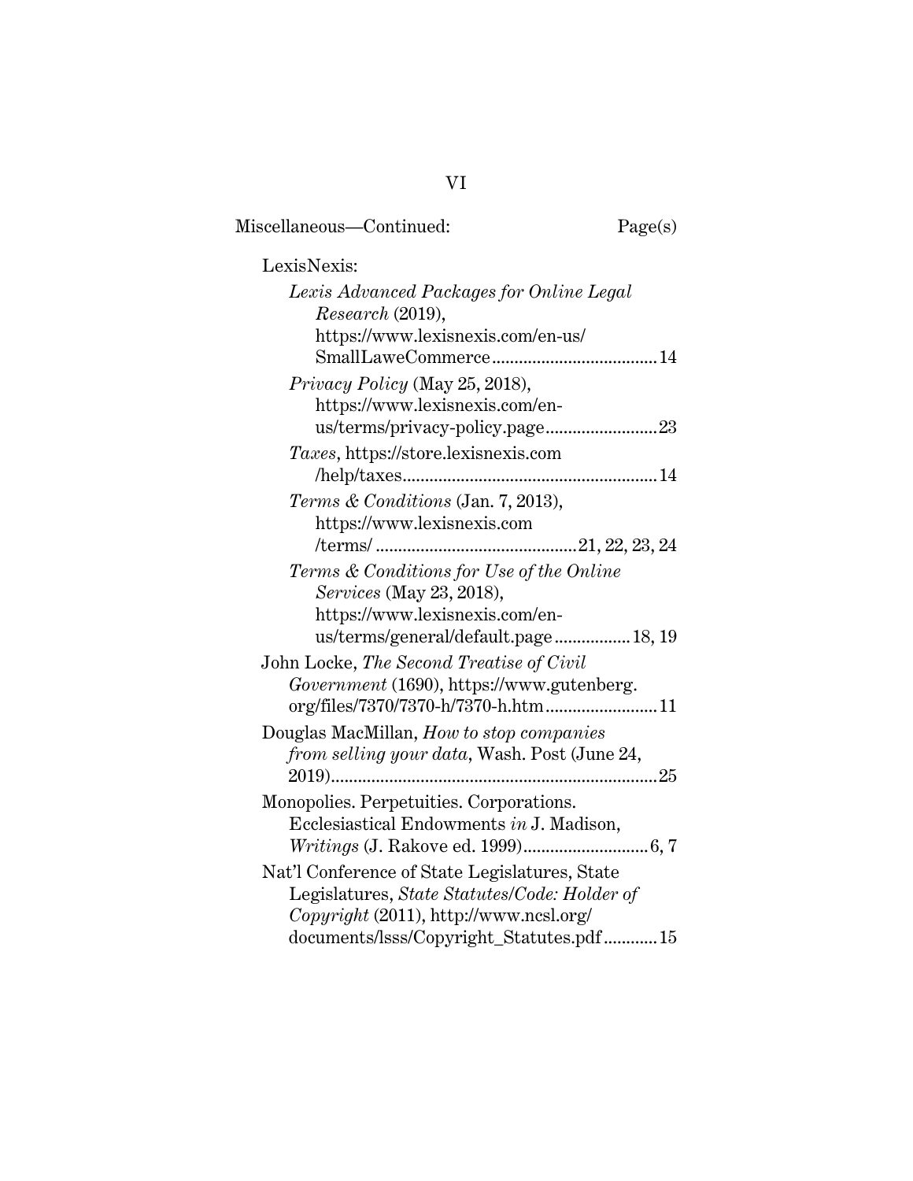Miscellaneous—Continued: Page(s)

LexisNexis:

*Lexis Advanced Packages for Online Legal Research* (2019), https://www.lexisnexis.com/en-us/SmallLaweCommerce .................................... 14

*Privacy Policy* (May 25, 2018), https://www.lexisnexis.com/en-us/terms/privacy-policy.page ......................... 23

*Taxes*, https://store.lexisnexis.com/help/taxes ........................................................ 14

*Terms & Conditions* (Jan. 7, 2013), https://www.lexisnexis.com/terms/ ............................................ 21, 22, 23, 24

*Terms & Conditions for Use of the Online Services* (May 23, 2018), https://www.lexisnexis.com/en-us/terms/general/default.page ................. 18, 19

John Locke, *The Second Treatise of Civil Government* (1690), https://www.gutenberg.org/files/7370/7370-h/7370-h.htm ......................... 11

Douglas MacMillan, *How to stop companies from selling your data*, Wash. Post (June 24, 2019) ........................................................................ 25

Monopolies. Perpetuities. Corporations. Ecclesiastical Endowments *in* J. Madison, *Writings* (J. Rakove ed. 1999) ........................... 6, 7

Nat'l Conference of State Legislatures, State Legislatures, *State Statutes/Code: Holder of Copyright* (2011), http://www.ncsl.org/documents/lsss/Copyright_Statutes.pdf ............ 15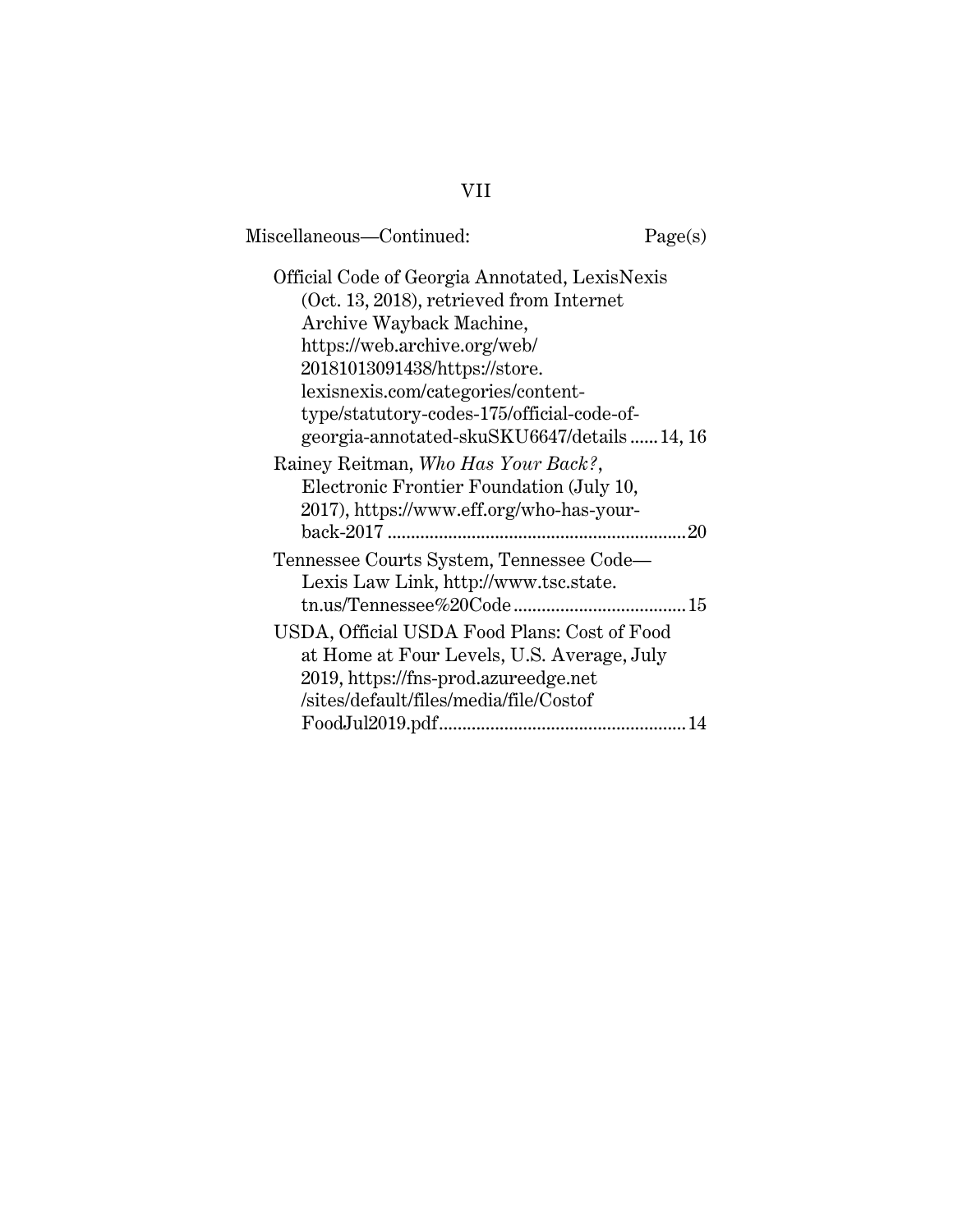Miscellaneous—Continued: Page(s)

Official Code of Georgia Annotated, LexisNexis (Oct. 13, 2018), retrieved from Internet Archive Wayback Machine, https://web.archive.org/web/20181013091438/https://store.lexisnexis.com/categories/content-type/statutory-codes-175/official-code-of-georgia-annotated-skuSKU6647/details ...... 14, 16

Rainey Reitman, *Who Has Your Back?*, Electronic Frontier Foundation (July 10, 2017), https://www.eff.org/who-has-your-back-2017 ................................................................ 20

Tennessee Courts System, Tennessee Code—Lexis Law Link, http://www.tsc.state.tn.us/Tennessee%20Code ..................................... 15

USDA, Official USDA Food Plans: Cost of Food at Home at Four Levels, U.S. Average, July 2019, https://fns-prod.azureedge.net/sites/default/files/media/file/CostofFoodJul2019.pdf .................................................... 14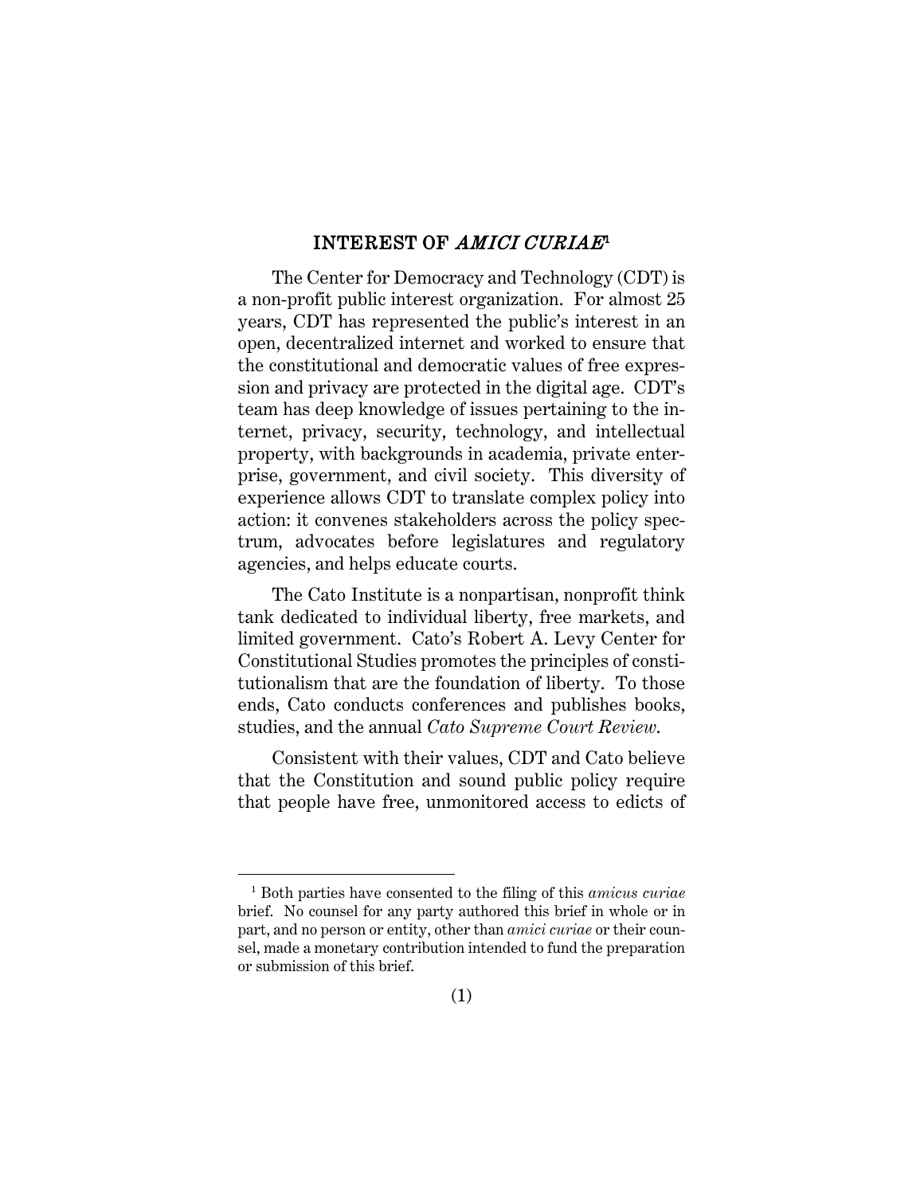## INTEREST OF *AMICI CURIAE*[1]

The Center for Democracy and Technology (CDT) is a non-profit public interest organization. For almost 25 years, CDT has represented the public's interest in an open, decentralized internet and worked to ensure that the constitutional and democratic values of free expression and privacy are protected in the digital age. CDT's team has deep knowledge of issues pertaining to the internet, privacy, security, technology, and intellectual property, with backgrounds in academia, private enterprise, government, and civil society. This diversity of experience allows CDT to translate complex policy into action: it convenes stakeholders across the policy spectrum, advocates before legislatures and regulatory agencies, and helps educate courts.

The Cato Institute is a nonpartisan, nonprofit think tank dedicated to individual liberty, free markets, and limited government. Cato's Robert A. Levy Center for Constitutional Studies promotes the principles of constitutionalism that are the foundation of liberty. To those ends, Cato conducts conferences and publishes books, studies, and the annual *Cato Supreme Court Review*.

Consistent with their values, CDT and Cato believe that the Constitution and sound public policy require that people have free, unmonitored access to edicts of

---

[1] Both parties have consented to the filing of this *amicus curiae* brief. No counsel for any party authored this brief in whole or in part, and no person or entity, other than *amici curiae* or their counsel, made a monetary contribution intended to fund the preparation or submission of this brief.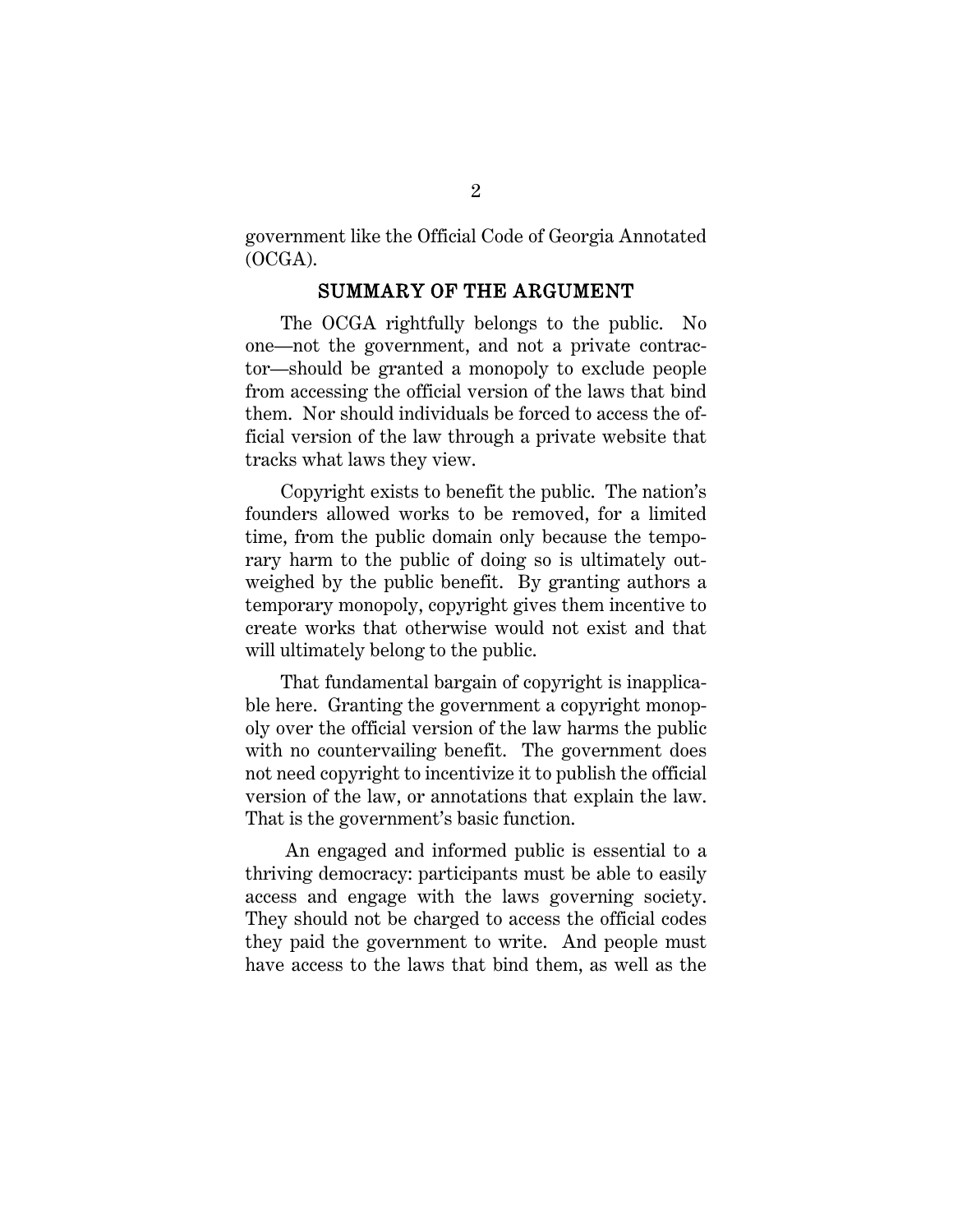government like the Official Code of Georgia Annotated (OCGA).

## SUMMARY OF THE ARGUMENT

The OCGA rightfully belongs to the public. No one—not the government, and not a private contractor—should be granted a monopoly to exclude people from accessing the official version of the laws that bind them. Nor should individuals be forced to access the official version of the law through a private website that tracks what laws they view.

Copyright exists to benefit the public. The nation's founders allowed works to be removed, for a limited time, from the public domain only because the temporary harm to the public of doing so is ultimately outweighed by the public benefit. By granting authors a temporary monopoly, copyright gives them incentive to create works that otherwise would not exist and that will ultimately belong to the public.

That fundamental bargain of copyright is inapplicable here. Granting the government a copyright monopoly over the official version of the law harms the public with no countervailing benefit. The government does not need copyright to incentivize it to publish the official version of the law, or annotations that explain the law. That is the government's basic function.

An engaged and informed public is essential to a thriving democracy: participants must be able to easily access and engage with the laws governing society. They should not be charged to access the official codes they paid the government to write. And people must have access to the laws that bind them, as well as the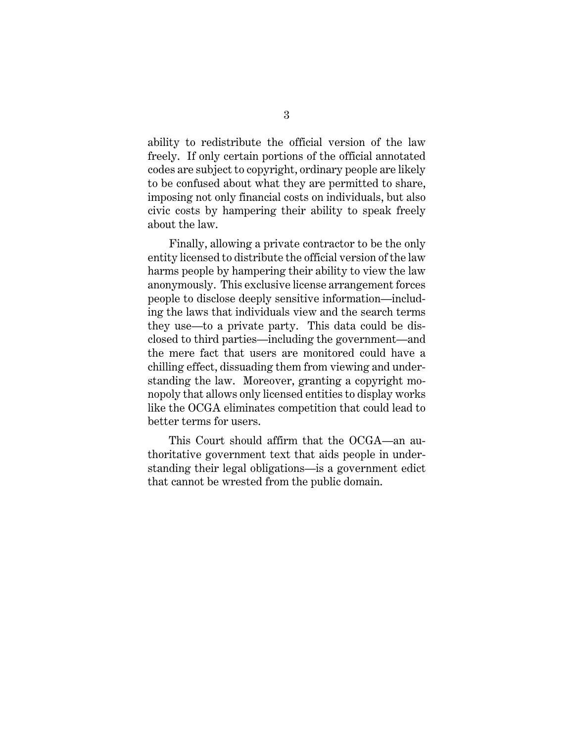ability to redistribute the official version of the law freely. If only certain portions of the official annotated codes are subject to copyright, ordinary people are likely to be confused about what they are permitted to share, imposing not only financial costs on individuals, but also civic costs by hampering their ability to speak freely about the law.

Finally, allowing a private contractor to be the only entity licensed to distribute the official version of the law harms people by hampering their ability to view the law anonymously. This exclusive license arrangement forces people to disclose deeply sensitive information—including the laws that individuals view and the search terms they use—to a private party. This data could be disclosed to third parties—including the government—and the mere fact that users are monitored could have a chilling effect, dissuading them from viewing and understanding the law. Moreover, granting a copyright monopoly that allows only licensed entities to display works like the OCGA eliminates competition that could lead to better terms for users.

This Court should affirm that the OCGA—an authoritative government text that aids people in understanding their legal obligations—is a government edict that cannot be wrested from the public domain.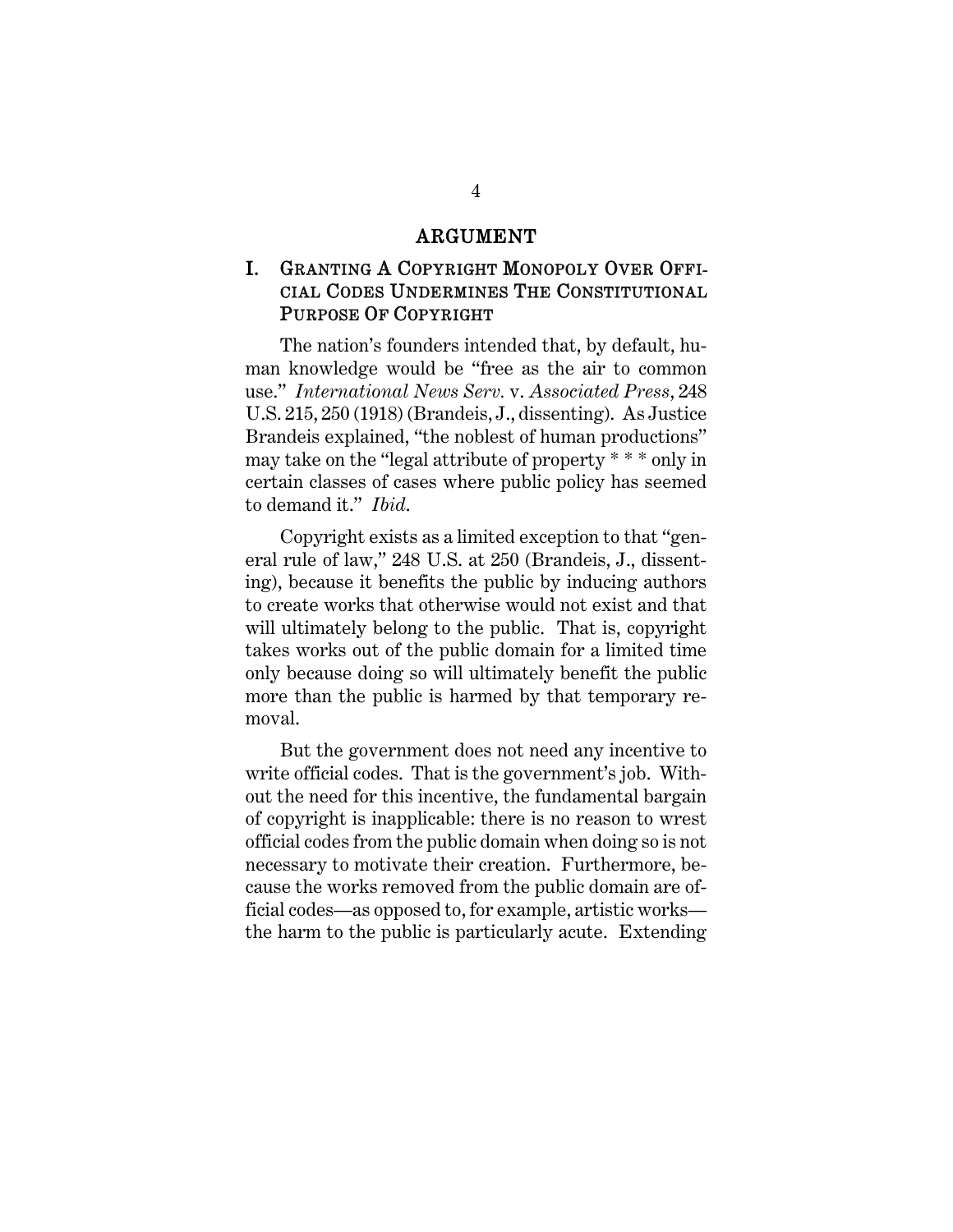## ARGUMENT

### I. GRANTING A COPYRIGHT MONOPOLY OVER OFFICIAL CODES UNDERMINES THE CONSTITUTIONAL PURPOSE OF COPYRIGHT

The nation's founders intended that, by default, human knowledge would be "free as the air to common use." *International News Serv.* v. *Associated Press*, 248 U.S. 215, 250 (1918) (Brandeis, J., dissenting). As Justice Brandeis explained, "the noblest of human productions" may take on the "legal attribute of property * * * only in certain classes of cases where public policy has seemed to demand it." *Ibid.*

Copyright exists as a limited exception to that "general rule of law," 248 U.S. at 250 (Brandeis, J., dissenting), because it benefits the public by inducing authors to create works that otherwise would not exist and that will ultimately belong to the public. That is, copyright takes works out of the public domain for a limited time only because doing so will ultimately benefit the public more than the public is harmed by that temporary removal.

But the government does not need any incentive to write official codes. That is the government's job. Without the need for this incentive, the fundamental bargain of copyright is inapplicable: there is no reason to wrest official codes from the public domain when doing so is not necessary to motivate their creation. Furthermore, because the works removed from the public domain are official codes—as opposed to, for example, artistic works—the harm to the public is particularly acute. Extending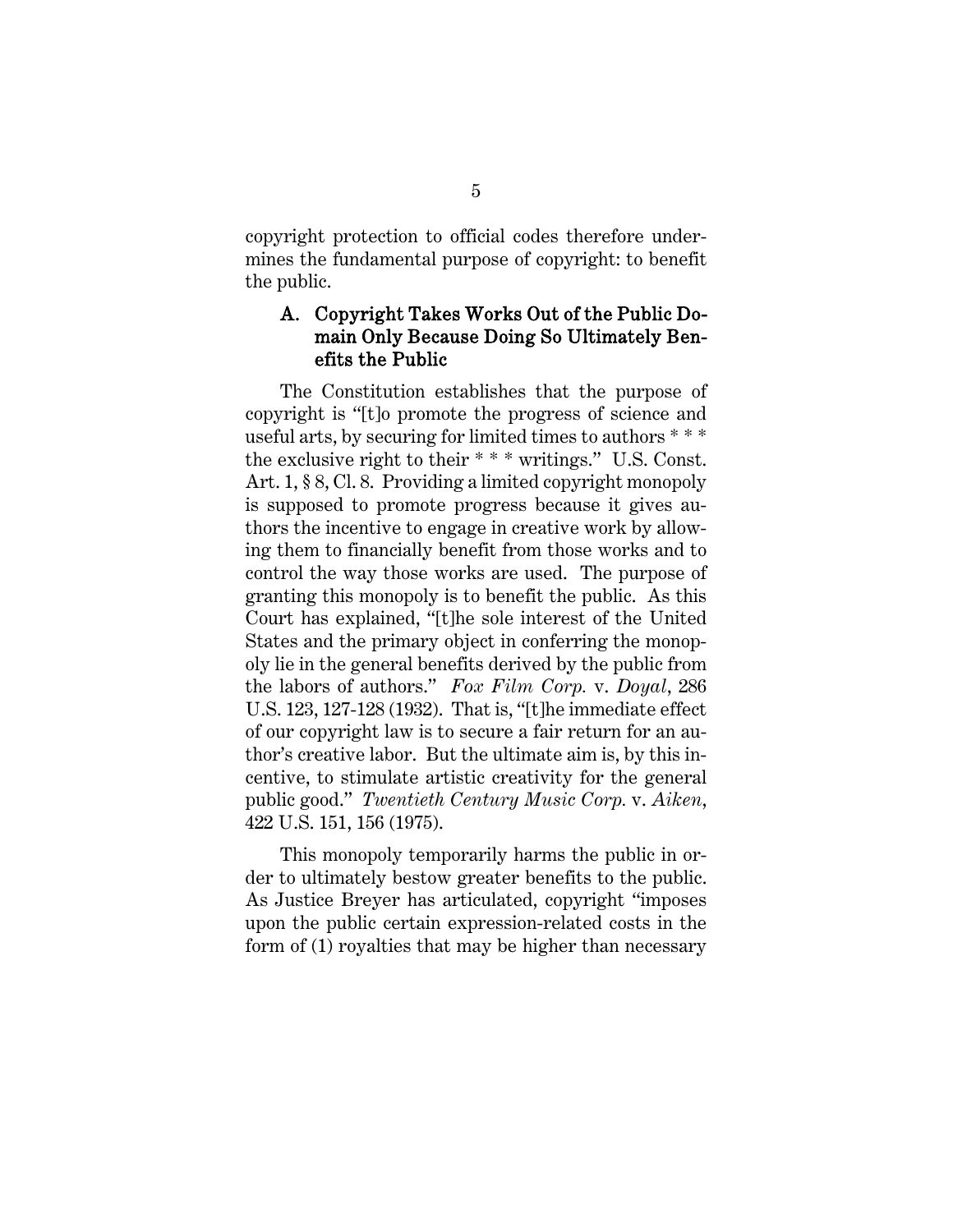copyright protection to official codes therefore undermines the fundamental purpose of copyright: to benefit the public.

### A. Copyright Takes Works Out of the Public Domain Only Because Doing So Ultimately Benefits the Public

The Constitution establishes that the purpose of copyright is "[t]o promote the progress of science and useful arts, by securing for limited times to authors * * * the exclusive right to their * * * writings." U.S. Const. Art. 1, § 8, Cl. 8. Providing a limited copyright monopoly is supposed to promote progress because it gives authors the incentive to engage in creative work by allowing them to financially benefit from those works and to control the way those works are used. The purpose of granting this monopoly is to benefit the public. As this Court has explained, "[t]he sole interest of the United States and the primary object in conferring the monopoly lie in the general benefits derived by the public from the labors of authors." *Fox Film Corp.* v. *Doyal*, 286 U.S. 123, 127-128 (1932). That is, "[t]he immediate effect of our copyright law is to secure a fair return for an author's creative labor. But the ultimate aim is, by this incentive, to stimulate artistic creativity for the general public good." *Twentieth Century Music Corp.* v. *Aiken*, 422 U.S. 151, 156 (1975).

This monopoly temporarily harms the public in order to ultimately bestow greater benefits to the public. As Justice Breyer has articulated, copyright "imposes upon the public certain expression-related costs in the form of (1) royalties that may be higher than necessary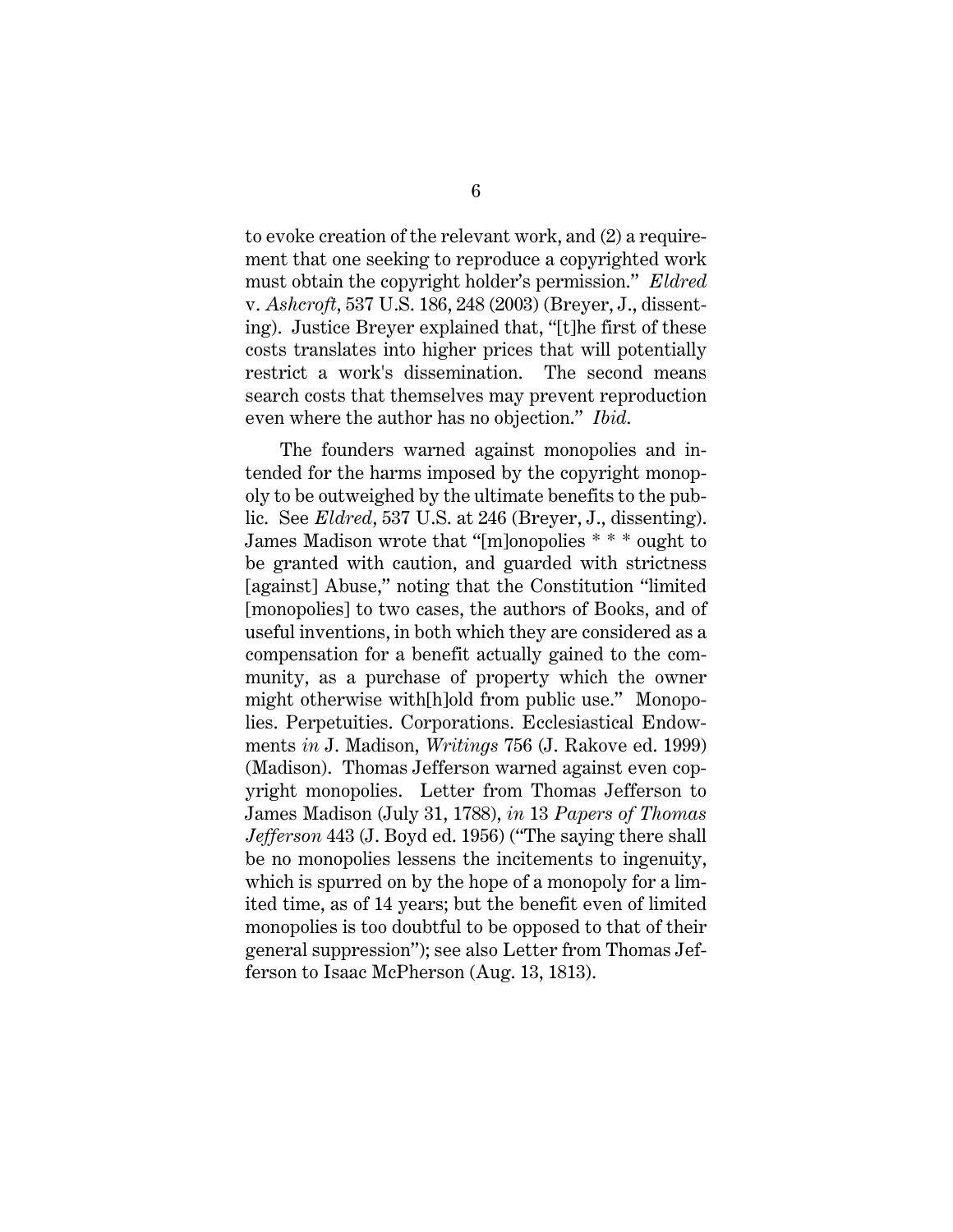to evoke creation of the relevant work, and (2) a requirement that one seeking to reproduce a copyrighted work must obtain the copyright holder's permission." *Eldred* v. *Ashcroft*, 537 U.S. 186, 248 (2003) (Breyer, J., dissenting). Justice Breyer explained that, "[t]he first of these costs translates into higher prices that will potentially restrict a work's dissemination. The second means search costs that themselves may prevent reproduction even where the author has no objection." *Ibid.*

The founders warned against monopolies and intended for the harms imposed by the copyright monopoly to be outweighed by the ultimate benefits to the public. See *Eldred*, 537 U.S. at 246 (Breyer, J., dissenting). James Madison wrote that "[m]onopolies * * * ought to be granted with caution, and guarded with strictness [against] Abuse," noting that the Constitution "limited [monopolies] to two cases, the authors of Books, and of useful inventions, in both which they are considered as a compensation for a benefit actually gained to the community, as a purchase of property which the owner might otherwise with[h]old from public use." Monopolies. Perpetuities. Corporations. Ecclesiastical Endowments *in* J. Madison, *Writings* 756 (J. Rakove ed. 1999) (Madison). Thomas Jefferson warned against even copyright monopolies. Letter from Thomas Jefferson to James Madison (July 31, 1788), *in* 13 *Papers of Thomas Jefferson* 443 (J. Boyd ed. 1956) ("The saying there shall be no monopolies lessens the incitements to ingenuity, which is spurred on by the hope of a monopoly for a limited time, as of 14 years; but the benefit even of limited monopolies is too doubtful to be opposed to that of their general suppression"); see also Letter from Thomas Jefferson to Isaac McPherson (Aug. 13, 1813).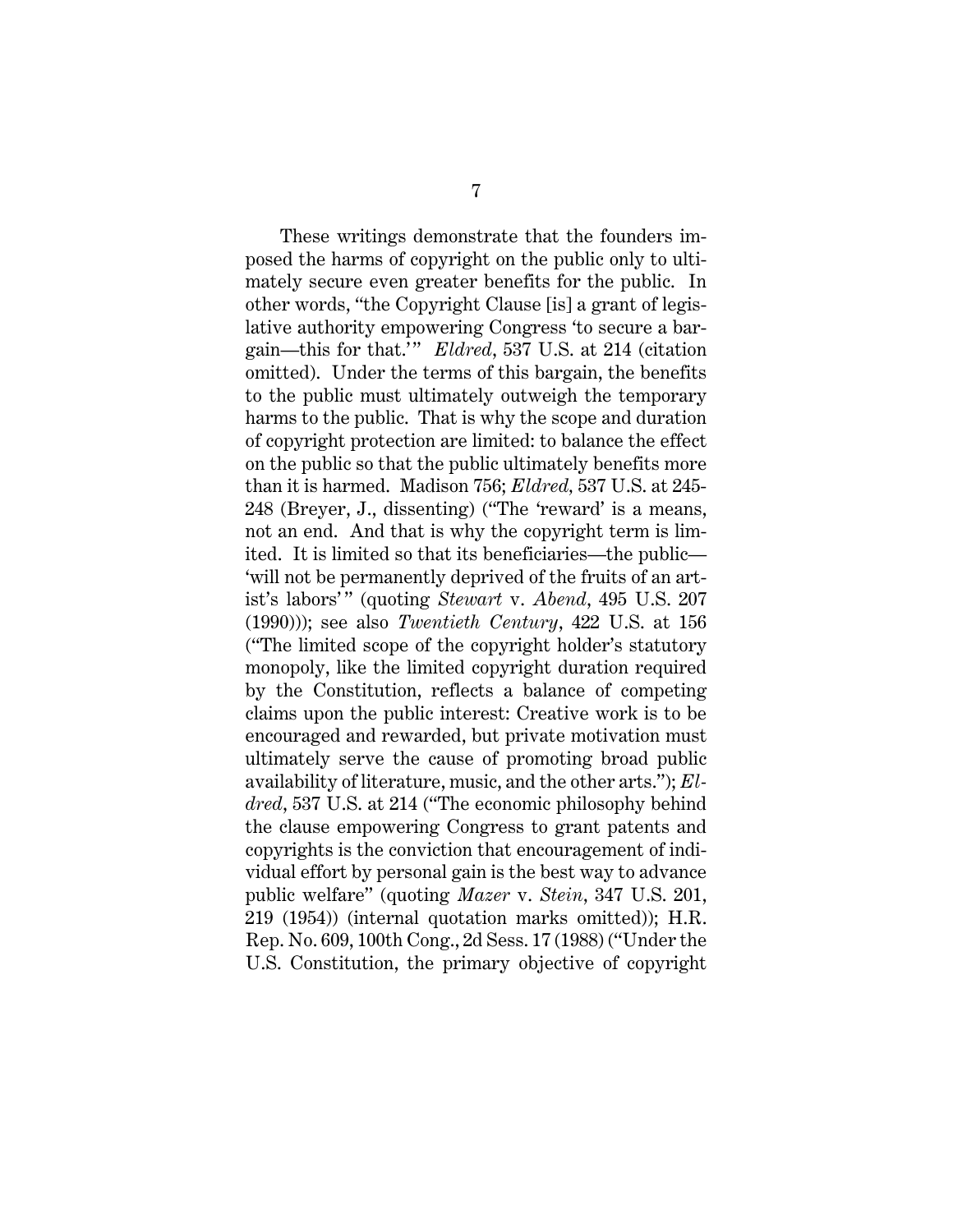These writings demonstrate that the founders imposed the harms of copyright on the public only to ultimately secure even greater benefits for the public. In other words, "the Copyright Clause [is] a grant of legislative authority empowering Congress 'to secure a bargain—this for that.'" *Eldred*, 537 U.S. at 214 (citation omitted). Under the terms of this bargain, the benefits to the public must ultimately outweigh the temporary harms to the public. That is why the scope and duration of copyright protection are limited: to balance the effect on the public so that the public ultimately benefits more than it is harmed. Madison 756; *Eldred*, 537 U.S. at 245-248 (Breyer, J., dissenting) ("The 'reward' is a means, not an end. And that is why the copyright term is limited. It is limited so that its beneficiaries—the public—'will not be permanently deprived of the fruits of an artist's labors'" (quoting *Stewart* v. *Abend*, 495 U.S. 207 (1990))); see also *Twentieth Century*, 422 U.S. at 156 ("The limited scope of the copyright holder's statutory monopoly, like the limited copyright duration required by the Constitution, reflects a balance of competing claims upon the public interest: Creative work is to be encouraged and rewarded, but private motivation must ultimately serve the cause of promoting broad public availability of literature, music, and the other arts."); *Eldred*, 537 U.S. at 214 ("The economic philosophy behind the clause empowering Congress to grant patents and copyrights is the conviction that encouragement of individual effort by personal gain is the best way to advance public welfare" (quoting *Mazer* v. *Stein*, 347 U.S. 201, 219 (1954)) (internal quotation marks omitted)); H.R. Rep. No. 609, 100th Cong., 2d Sess. 17 (1988) ("Under the U.S. Constitution, the primary objective of copyright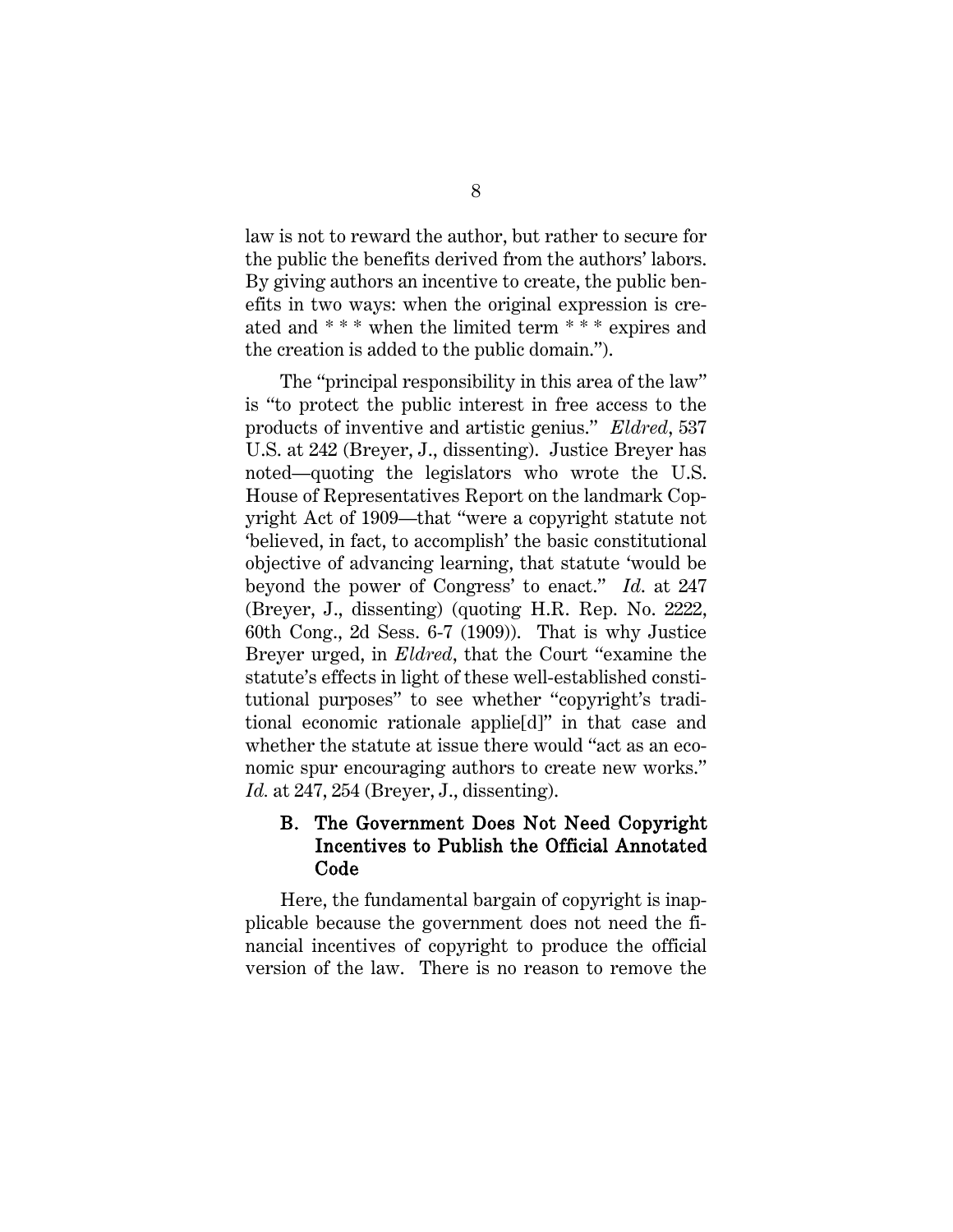law is not to reward the author, but rather to secure for the public the benefits derived from the authors' labors. By giving authors an incentive to create, the public benefits in two ways: when the original expression is created and * * * when the limited term * * * expires and the creation is added to the public domain.").

The "principal responsibility in this area of the law" is "to protect the public interest in free access to the products of inventive and artistic genius." *Eldred*, 537 U.S. at 242 (Breyer, J., dissenting). Justice Breyer has noted—quoting the legislators who wrote the U.S. House of Representatives Report on the landmark Copyright Act of 1909—that "were a copyright statute not 'believed, in fact, to accomplish' the basic constitutional objective of advancing learning, that statute 'would be beyond the power of Congress' to enact." *Id.* at 247 (Breyer, J., dissenting) (quoting H.R. Rep. No. 2222, 60th Cong., 2d Sess. 6-7 (1909)). That is why Justice Breyer urged, in *Eldred*, that the Court "examine the statute's effects in light of these well-established constitutional purposes" to see whether "copyright's traditional economic rationale applie[d]" in that case and whether the statute at issue there would "act as an economic spur encouraging authors to create new works." *Id.* at 247, 254 (Breyer, J., dissenting).

### B. The Government Does Not Need Copyright Incentives to Publish the Official Annotated Code

Here, the fundamental bargain of copyright is inapplicable because the government does not need the financial incentives of copyright to produce the official version of the law. There is no reason to remove the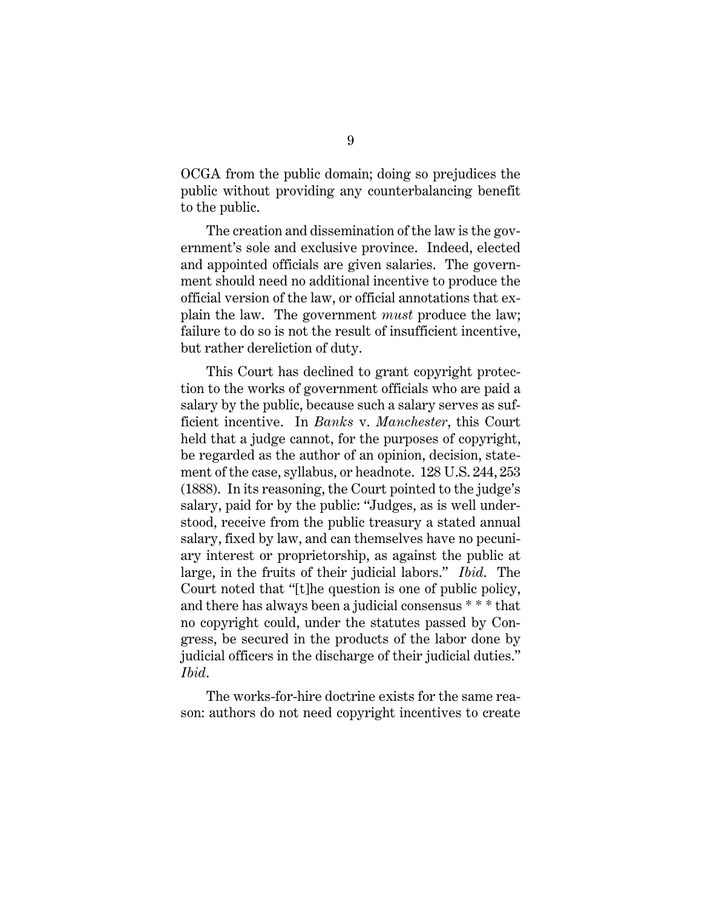OCGA from the public domain; doing so prejudices the public without providing any counterbalancing benefit to the public.

The creation and dissemination of the law is the government's sole and exclusive province. Indeed, elected and appointed officials are given salaries. The government should need no additional incentive to produce the official version of the law, or official annotations that explain the law. The government *must* produce the law; failure to do so is not the result of insufficient incentive, but rather dereliction of duty.

This Court has declined to grant copyright protection to the works of government officials who are paid a salary by the public, because such a salary serves as sufficient incentive. In *Banks* v. *Manchester*, this Court held that a judge cannot, for the purposes of copyright, be regarded as the author of an opinion, decision, statement of the case, syllabus, or headnote. 128 U.S. 244, 253 (1888). In its reasoning, the Court pointed to the judge's salary, paid for by the public: "Judges, as is well understood, receive from the public treasury a stated annual salary, fixed by law, and can themselves have no pecuniary interest or proprietorship, as against the public at large, in the fruits of their judicial labors." *Ibid*. The Court noted that "[t]he question is one of public policy, and there has always been a judicial consensus * * * that no copyright could, under the statutes passed by Congress, be secured in the products of the labor done by judicial officers in the discharge of their judicial duties." *Ibid*.

The works-for-hire doctrine exists for the same reason: authors do not need copyright incentives to create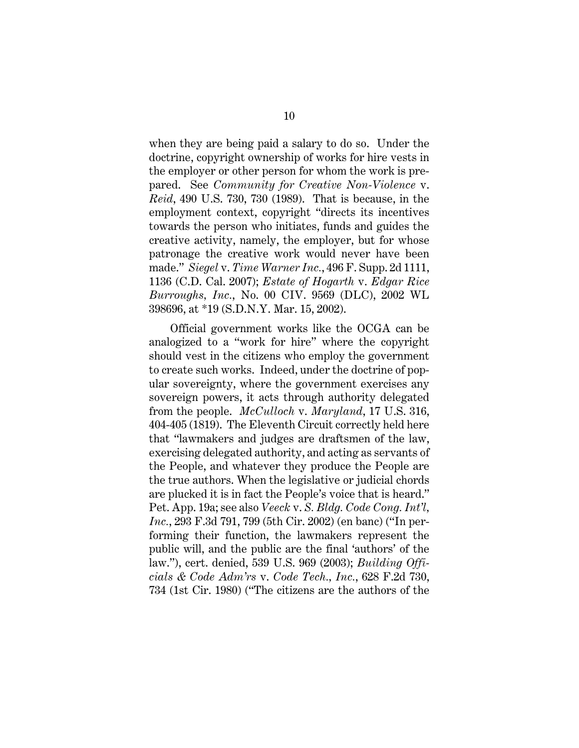when they are being paid a salary to do so. Under the doctrine, copyright ownership of works for hire vests in the employer or other person for whom the work is prepared. See *Community for Creative Non-Violence* v. *Reid*, 490 U.S. 730, 730 (1989). That is because, in the employment context, copyright "directs its incentives towards the person who initiates, funds and guides the creative activity, namely, the employer, but for whose patronage the creative work would never have been made." *Siegel* v. *Time Warner Inc.*, 496 F. Supp. 2d 1111, 1136 (C.D. Cal. 2007); *Estate of Hogarth* v. *Edgar Rice Burroughs, Inc.*, No. 00 CIV. 9569 (DLC), 2002 WL 398696, at *19 (S.D.N.Y. Mar. 15, 2002).

Official government works like the OCGA can be analogized to a "work for hire" where the copyright should vest in the citizens who employ the government to create such works. Indeed, under the doctrine of popular sovereignty, where the government exercises any sovereign powers, it acts through authority delegated from the people. *McCulloch* v. *Maryland*, 17 U.S. 316, 404-405 (1819). The Eleventh Circuit correctly held here that "lawmakers and judges are draftsmen of the law, exercising delegated authority, and acting as servants of the People, and whatever they produce the People are the true authors. When the legislative or judicial chords are plucked it is in fact the People's voice that is heard." Pet. App. 19a; see also *Veeck* v. *S. Bldg. Code Cong. Int'l, Inc.*, 293 F.3d 791, 799 (5th Cir. 2002) (en banc) ("In performing their function, the lawmakers represent the public will, and the public are the final 'authors' of the law."), cert. denied, 539 U.S. 969 (2003); *Building Officials & Code Adm'rs* v. *Code Tech., Inc.*, 628 F.2d 730, 734 (1st Cir. 1980) ("The citizens are the authors of the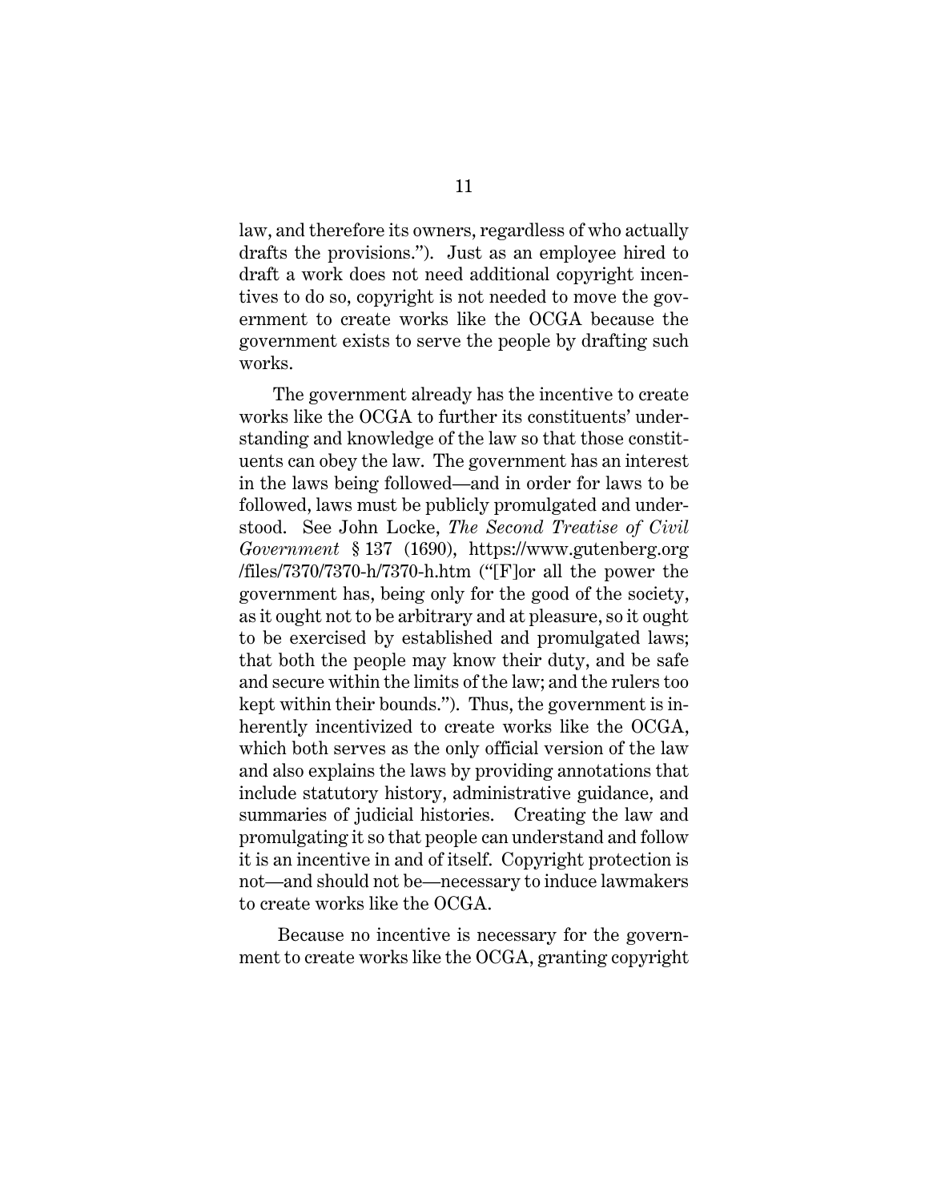law, and therefore its owners, regardless of who actually drafts the provisions."). Just as an employee hired to draft a work does not need additional copyright incentives to do so, copyright is not needed to move the government to create works like the OCGA because the government exists to serve the people by drafting such works.

The government already has the incentive to create works like the OCGA to further its constituents' understanding and knowledge of the law so that those constituents can obey the law. The government has an interest in the laws being followed—and in order for laws to be followed, laws must be publicly promulgated and understood. See John Locke, *The Second Treatise of Civil Government* § 137 (1690), https://www.gutenberg.org/files/7370/7370-h/7370-h.htm ("[F]or all the power the government has, being only for the good of the society, as it ought not to be arbitrary and at pleasure, so it ought to be exercised by established and promulgated laws; that both the people may know their duty, and be safe and secure within the limits of the law; and the rulers too kept within their bounds."). Thus, the government is inherently incentivized to create works like the OCGA, which both serves as the only official version of the law and also explains the laws by providing annotations that include statutory history, administrative guidance, and summaries of judicial histories. Creating the law and promulgating it so that people can understand and follow it is an incentive in and of itself. Copyright protection is not—and should not be—necessary to induce lawmakers to create works like the OCGA.

Because no incentive is necessary for the government to create works like the OCGA, granting copyright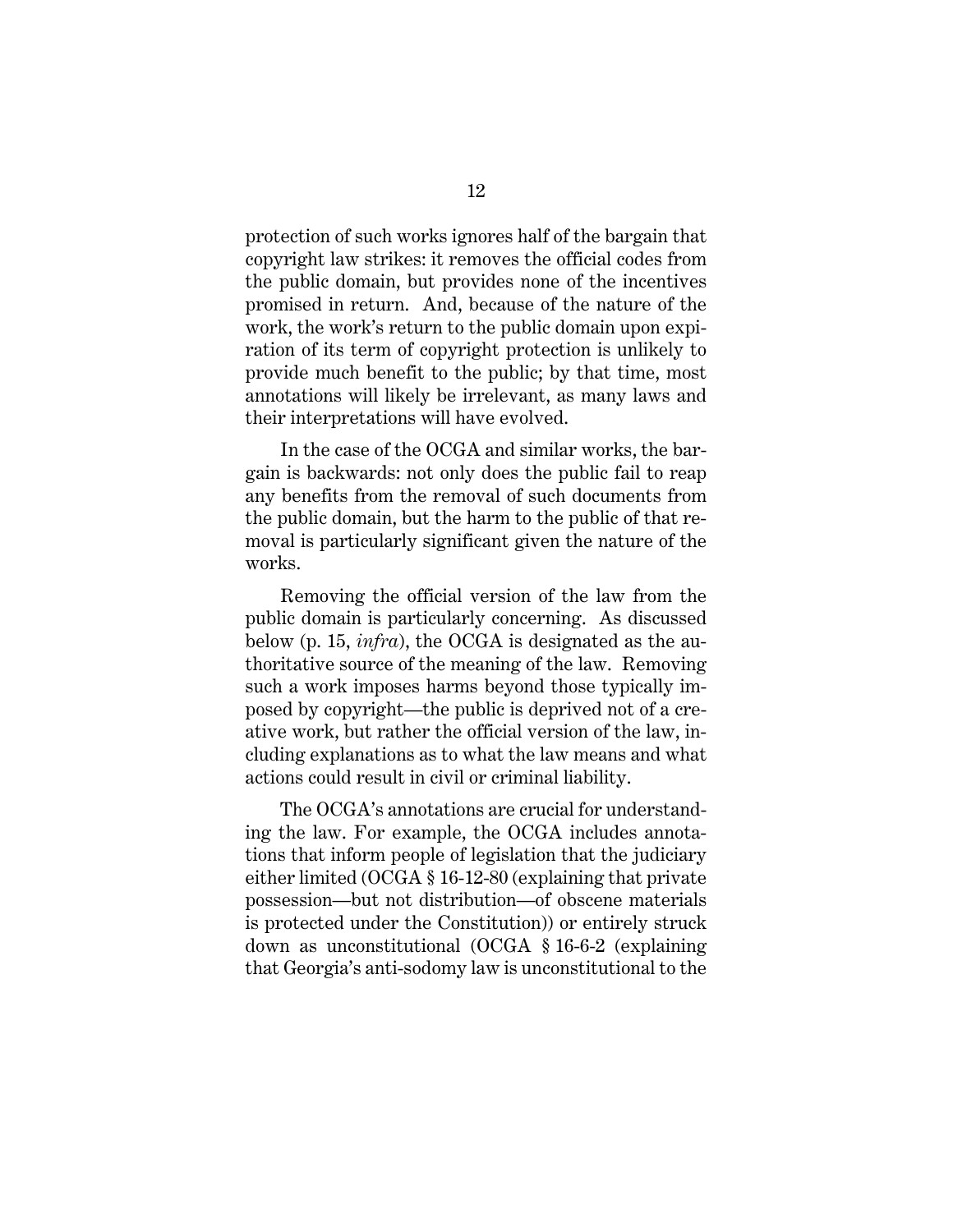protection of such works ignores half of the bargain that copyright law strikes: it removes the official codes from the public domain, but provides none of the incentives promised in return. And, because of the nature of the work, the work's return to the public domain upon expiration of its term of copyright protection is unlikely to provide much benefit to the public; by that time, most annotations will likely be irrelevant, as many laws and their interpretations will have evolved.

In the case of the OCGA and similar works, the bargain is backwards: not only does the public fail to reap any benefits from the removal of such documents from the public domain, but the harm to the public of that removal is particularly significant given the nature of the works.

Removing the official version of the law from the public domain is particularly concerning. As discussed below (p. 15, *infra*), the OCGA is designated as the authoritative source of the meaning of the law. Removing such a work imposes harms beyond those typically imposed by copyright—the public is deprived not of a creative work, but rather the official version of the law, including explanations as to what the law means and what actions could result in civil or criminal liability.

The OCGA's annotations are crucial for understanding the law. For example, the OCGA includes annotations that inform people of legislation that the judiciary either limited (OCGA § 16-12-80 (explaining that private possession—but not distribution—of obscene materials is protected under the Constitution)) or entirely struck down as unconstitutional (OCGA § 16-6-2 (explaining that Georgia's anti-sodomy law is unconstitutional to the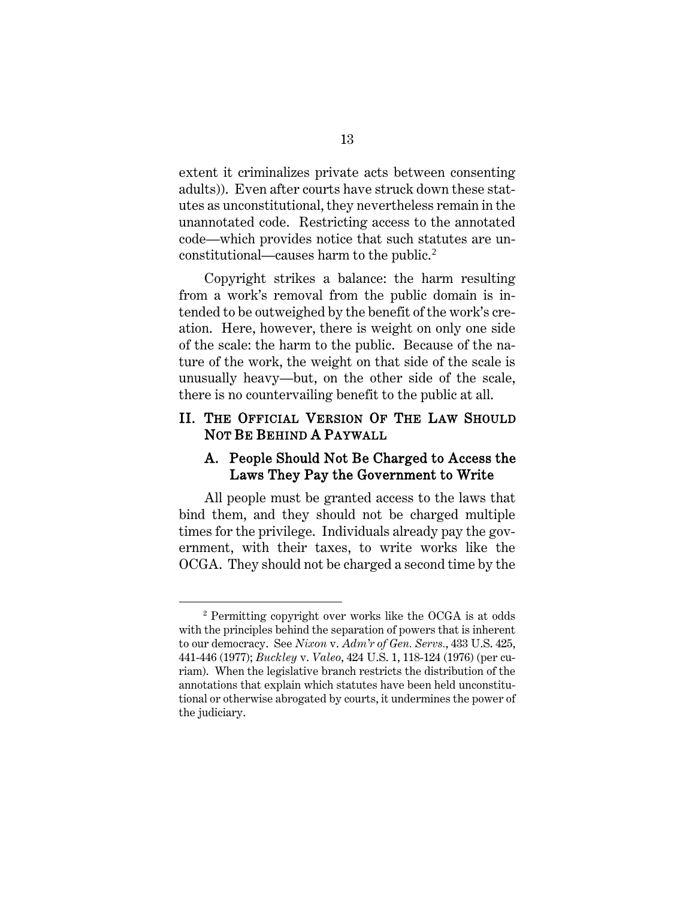extent it criminalizes private acts between consenting adults)). Even after courts have struck down these statutes as unconstitutional, they nevertheless remain in the unannotated code. Restricting access to the annotated code—which provides notice that such statutes are unconstitutional—causes harm to the public.[2]

Copyright strikes a balance: the harm resulting from a work's removal from the public domain is intended to be outweighed by the benefit of the work's creation. Here, however, there is weight on only one side of the scale: the harm to the public. Because of the nature of the work, the weight on that side of the scale is unusually heavy—but, on the other side of the scale, there is no countervailing benefit to the public at all.

## II. THE OFFICIAL VERSION OF THE LAW SHOULD NOT BE BEHIND A PAYWALL

### A. People Should Not Be Charged to Access the Laws They Pay the Government to Write

All people must be granted access to the laws that bind them, and they should not be charged multiple times for the privilege. Individuals already pay the government, with their taxes, to write works like the OCGA. They should not be charged a second time by the

---

[2] Permitting copyright over works like the OCGA is at odds with the principles behind the separation of powers that is inherent to our democracy. See *Nixon* v. *Adm'r of Gen. Servs.*, 433 U.S. 425, 441-446 (1977); *Buckley* v. *Valeo*, 424 U.S. 1, 118-124 (1976) (per curiam). When the legislative branch restricts the distribution of the annotations that explain which statutes have been held unconstitutional or otherwise abrogated by courts, it undermines the power of the judiciary.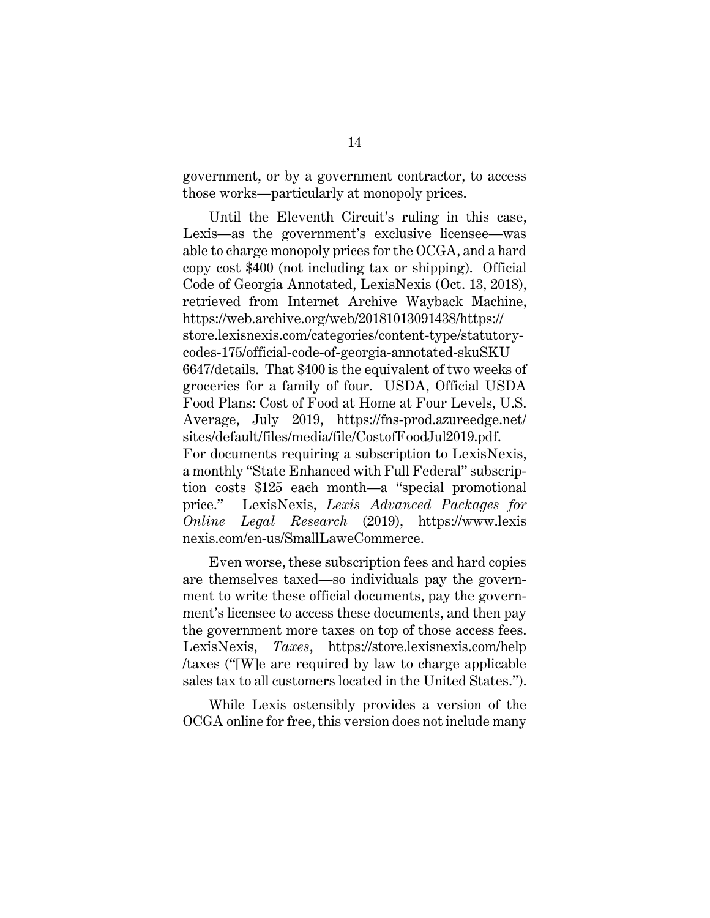government, or by a government contractor, to access those works—particularly at monopoly prices.

Until the Eleventh Circuit's ruling in this case, Lexis—as the government's exclusive licensee—was able to charge monopoly prices for the OCGA, and a hard copy cost $400 (not including tax or shipping). Official Code of Georgia Annotated, LexisNexis (Oct. 13, 2018), retrieved from Internet Archive Wayback Machine, https://web.archive.org/web/20181013091438/https://store.lexisnexis.com/categories/content-type/statutory-codes-175/official-code-of-georgia-annotated-skuSKU6647/details. That $400 is the equivalent of two weeks of groceries for a family of four. USDA, Official USDA Food Plans: Cost of Food at Home at Four Levels, U.S. Average, July 2019, https://fns-prod.azureedge.net/sites/default/files/media/file/CostofFoodJul2019.pdf. For documents requiring a subscription to LexisNexis, a monthly "State Enhanced with Full Federal" subscription costs $125 each month—a "special promotional price." LexisNexis, *Lexis Advanced Packages for Online Legal Research* (2019), https://www.lexisnexis.com/en-us/SmallLaweCommerce.

Even worse, these subscription fees and hard copies are themselves taxed—so individuals pay the government to write these official documents, pay the government's licensee to access these documents, and then pay the government more taxes on top of those access fees. LexisNexis, *Taxes*, https://store.lexisnexis.com/help/taxes ("[W]e are required by law to charge applicable sales tax to all customers located in the United States.").

While Lexis ostensibly provides a version of the OCGA online for free, this version does not include many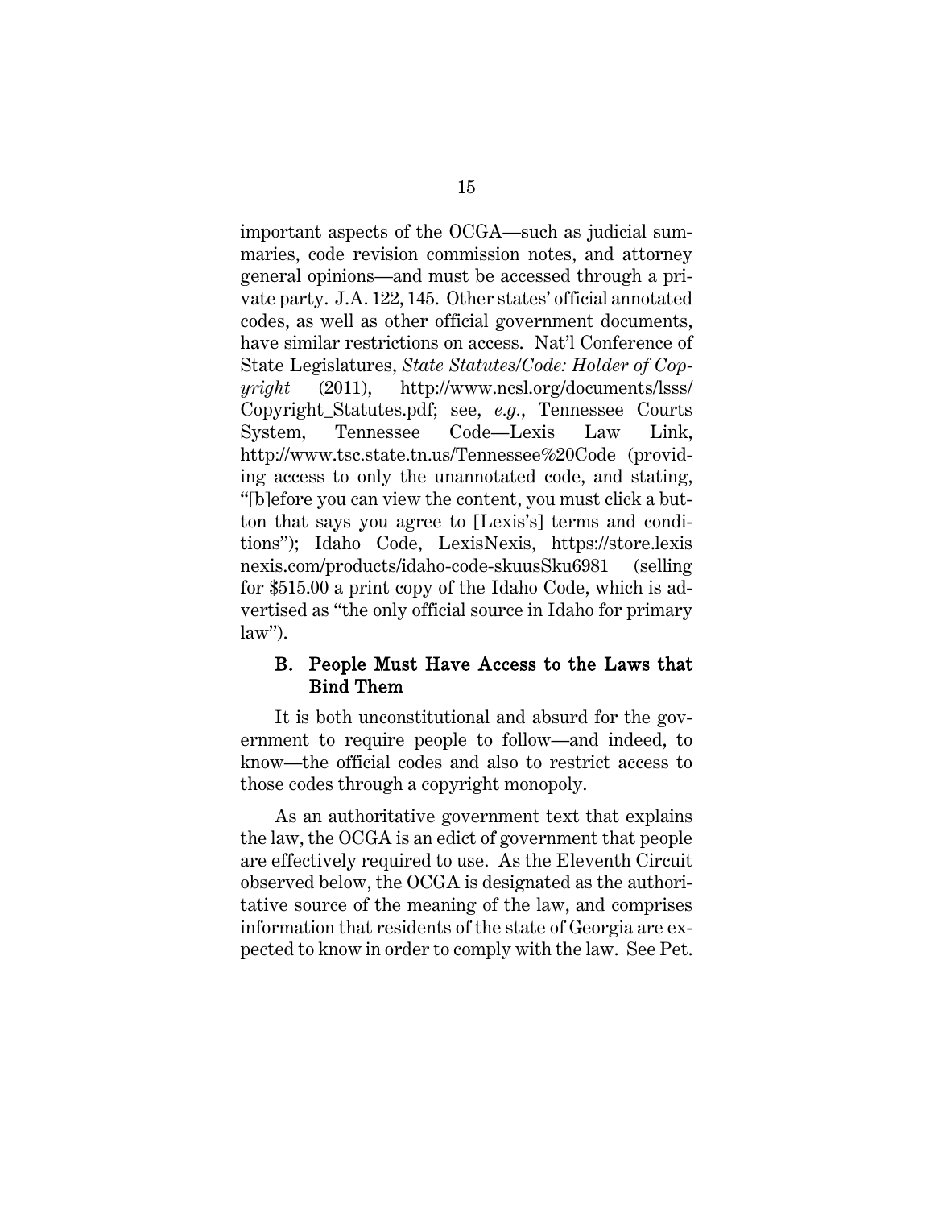important aspects of the OCGA—such as judicial summaries, code revision commission notes, and attorney general opinions—and must be accessed through a private party. J.A. 122, 145. Other states' official annotated codes, as well as other official government documents, have similar restrictions on access. Nat'l Conference of State Legislatures, *State Statutes/Code: Holder of Copyright* (2011), http://www.ncsl.org/documents/lsss/Copyright_Statutes.pdf; see, *e.g.*, Tennessee Courts System, Tennessee Code—Lexis Law Link, http://www.tsc.state.tn.us/Tennessee%20Code (providing access to only the unannotated code, and stating, "[b]efore you can view the content, you must click a button that says you agree to [Lexis's] terms and conditions"); Idaho Code, LexisNexis, https://store.lexisnexis.com/products/idaho-code-skuusSku6981 (selling for $515.00 a print copy of the Idaho Code, which is advertised as "the only official source in Idaho for primary law").

### B. People Must Have Access to the Laws that Bind Them

It is both unconstitutional and absurd for the government to require people to follow—and indeed, to know—the official codes and also to restrict access to those codes through a copyright monopoly.

As an authoritative government text that explains the law, the OCGA is an edict of government that people are effectively required to use. As the Eleventh Circuit observed below, the OCGA is designated as the authoritative source of the meaning of the law, and comprises information that residents of the state of Georgia are expected to know in order to comply with the law. See Pet.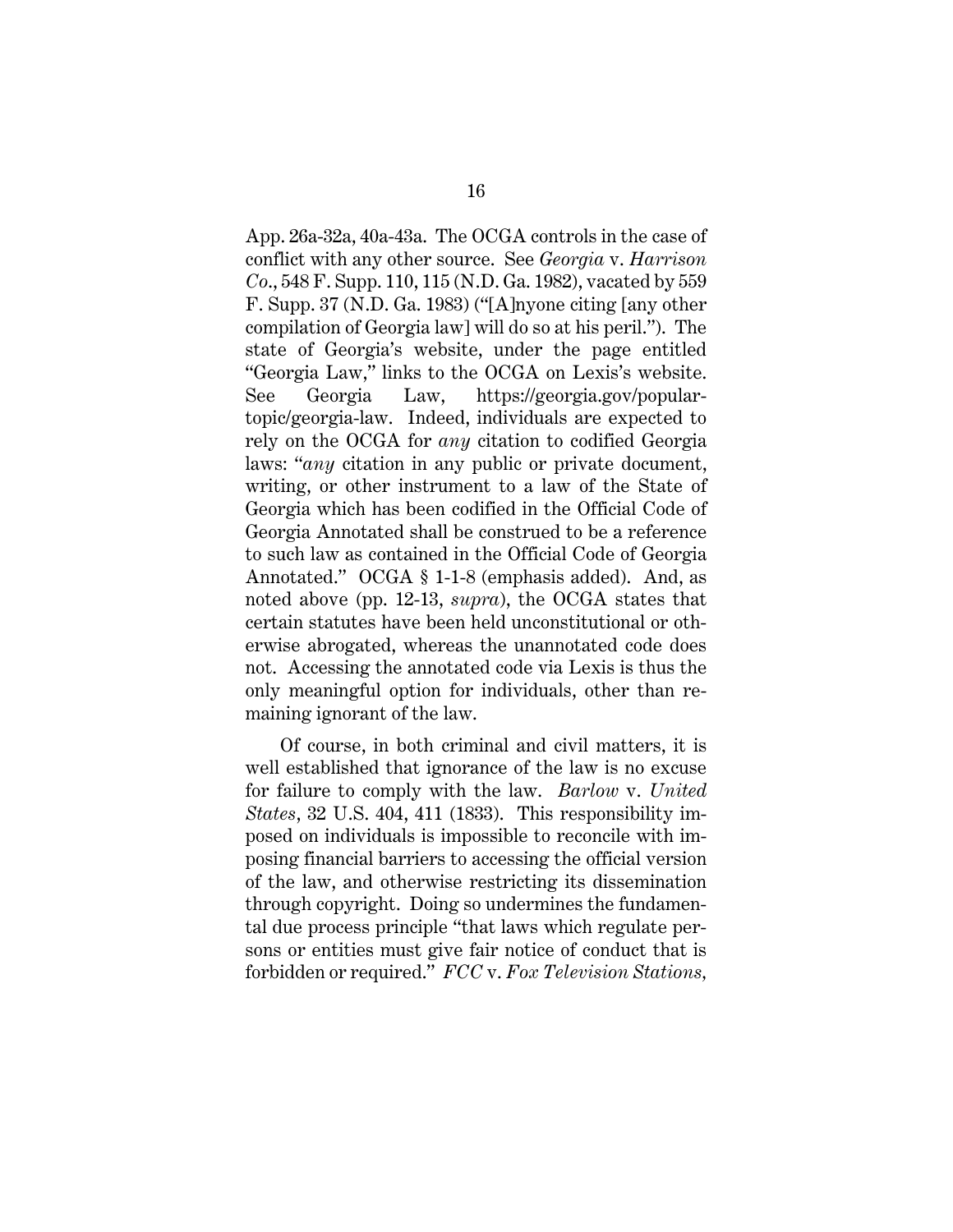App. 26a-32a, 40a-43a. The OCGA controls in the case of conflict with any other source. See *Georgia* v. *Harrison Co.*, 548 F. Supp. 110, 115 (N.D. Ga. 1982), vacated by 559 F. Supp. 37 (N.D. Ga. 1983) ("[A]nyone citing [any other compilation of Georgia law] will do so at his peril."). The state of Georgia's website, under the page entitled "Georgia Law," links to the OCGA on Lexis's website. See Georgia Law, https://georgia.gov/popular-topic/georgia-law. Indeed, individuals are expected to rely on the OCGA for *any* citation to codified Georgia laws: "*any* citation in any public or private document, writing, or other instrument to a law of the State of Georgia which has been codified in the Official Code of Georgia Annotated shall be construed to be a reference to such law as contained in the Official Code of Georgia Annotated." OCGA § 1-1-8 (emphasis added). And, as noted above (pp. 12-13, *supra*), the OCGA states that certain statutes have been held unconstitutional or otherwise abrogated, whereas the unannotated code does not. Accessing the annotated code via Lexis is thus the only meaningful option for individuals, other than remaining ignorant of the law.

Of course, in both criminal and civil matters, it is well established that ignorance of the law is no excuse for failure to comply with the law. *Barlow* v. *United States*, 32 U.S. 404, 411 (1833). This responsibility imposed on individuals is impossible to reconcile with imposing financial barriers to accessing the official version of the law, and otherwise restricting its dissemination through copyright. Doing so undermines the fundamental due process principle "that laws which regulate persons or entities must give fair notice of conduct that is forbidden or required." *FCC* v. *Fox Television Stations*,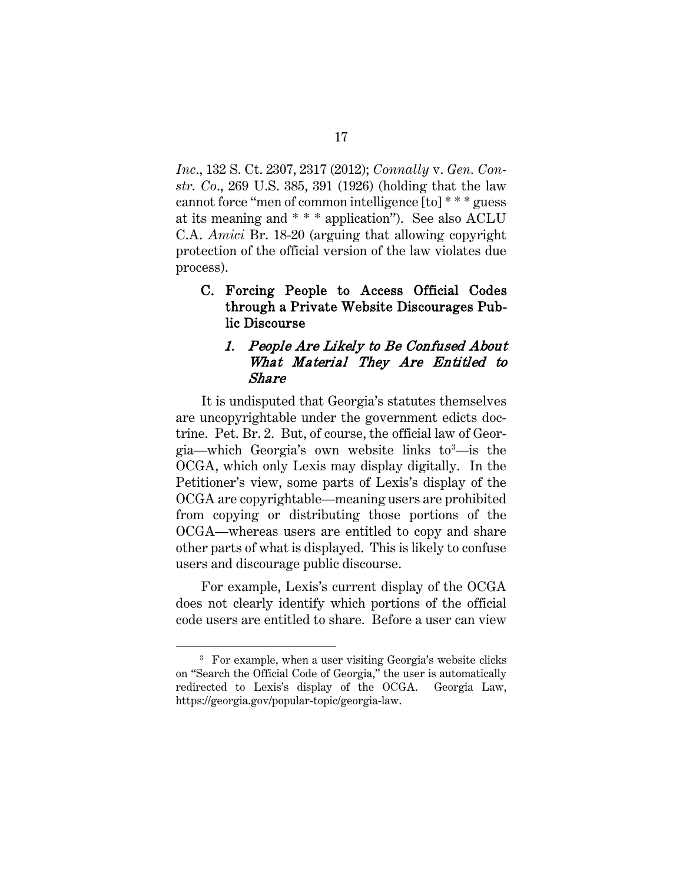*Inc*., 132 S. Ct. 2307, 2317 (2012); *Connally* v. *Gen. Constr. Co*., 269 U.S. 385, 391 (1926) (holding that the law cannot force "men of common intelligence [to] * * * guess at its meaning and * * * application"). See also ACLU C.A. *Amici* Br. 18-20 (arguing that allowing copyright protection of the official version of the law violates due process).

### C. Forcing People to Access Official Codes through a Private Website Discourages Public Discourse

#### *1. People Are Likely to Be Confused About What Material They Are Entitled to Share*

It is undisputed that Georgia's statutes themselves are uncopyrightable under the government edicts doctrine. Pet. Br. 2. But, of course, the official law of Georgia—which Georgia's own website links to[3]—is the OCGA, which only Lexis may display digitally. In the Petitioner's view, some parts of Lexis's display of the OCGA are copyrightable—meaning users are prohibited from copying or distributing those portions of the OCGA—whereas users are entitled to copy and share other parts of what is displayed. This is likely to confuse users and discourage public discourse.

For example, Lexis's current display of the OCGA does not clearly identify which portions of the official code users are entitled to share. Before a user can view

[3] For example, when a user visiting Georgia's website clicks on "Search the Official Code of Georgia," the user is automatically redirected to Lexis's display of the OCGA. Georgia Law, https://georgia.gov/popular-topic/georgia-law.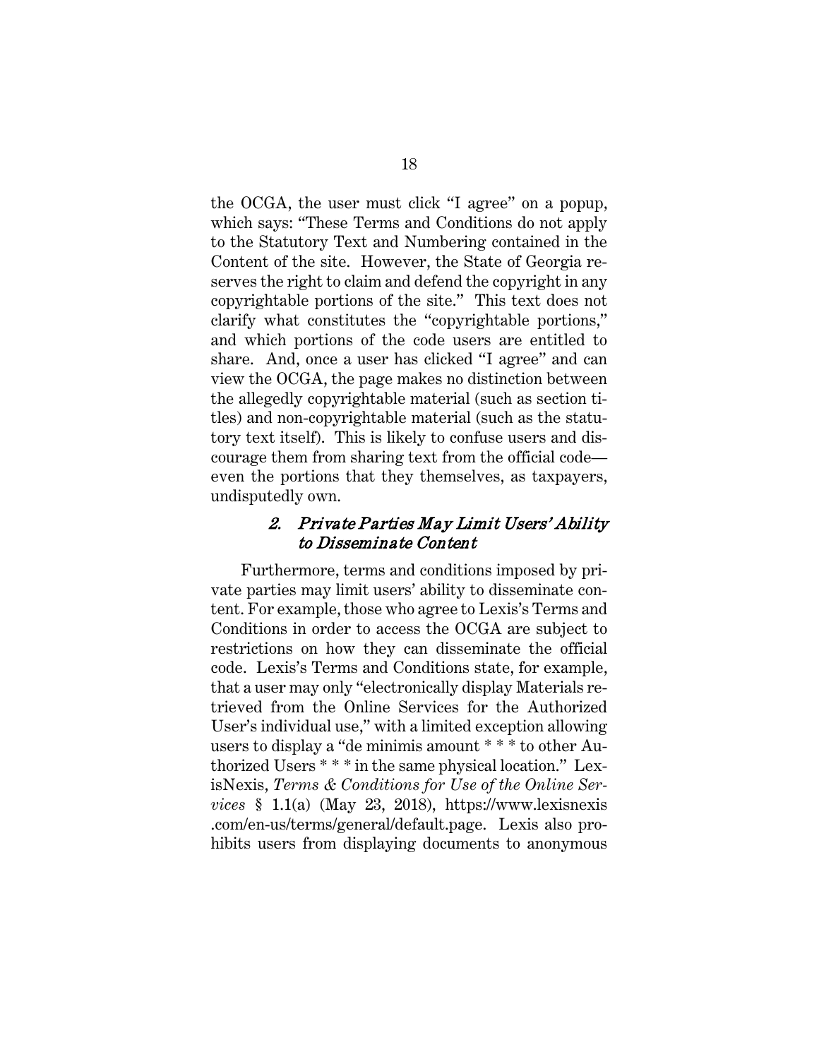the OCGA, the user must click "I agree" on a popup, which says: "These Terms and Conditions do not apply to the Statutory Text and Numbering contained in the Content of the site. However, the State of Georgia reserves the right to claim and defend the copyright in any copyrightable portions of the site." This text does not clarify what constitutes the "copyrightable portions," and which portions of the code users are entitled to share. And, once a user has clicked "I agree" and can view the OCGA, the page makes no distinction between the allegedly copyrightable material (such as section titles) and non-copyrightable material (such as the statutory text itself). This is likely to confuse users and discourage them from sharing text from the official code—even the portions that they themselves, as taxpayers, undisputedly own.

### 2. *Private Parties May Limit Users' Ability to Disseminate Content*

Furthermore, terms and conditions imposed by private parties may limit users' ability to disseminate content. For example, those who agree to Lexis's Terms and Conditions in order to access the OCGA are subject to restrictions on how they can disseminate the official code. Lexis's Terms and Conditions state, for example, that a user may only "electronically display Materials retrieved from the Online Services for the Authorized User's individual use," with a limited exception allowing users to display a "de minimis amount * * * to other Authorized Users * * * in the same physical location." LexisNexis, *Terms & Conditions for Use of the Online Services* § 1.1(a) (May 23, 2018), https://www.lexisnexis.com/en-us/terms/general/default.page. Lexis also prohibits users from displaying documents to anonymous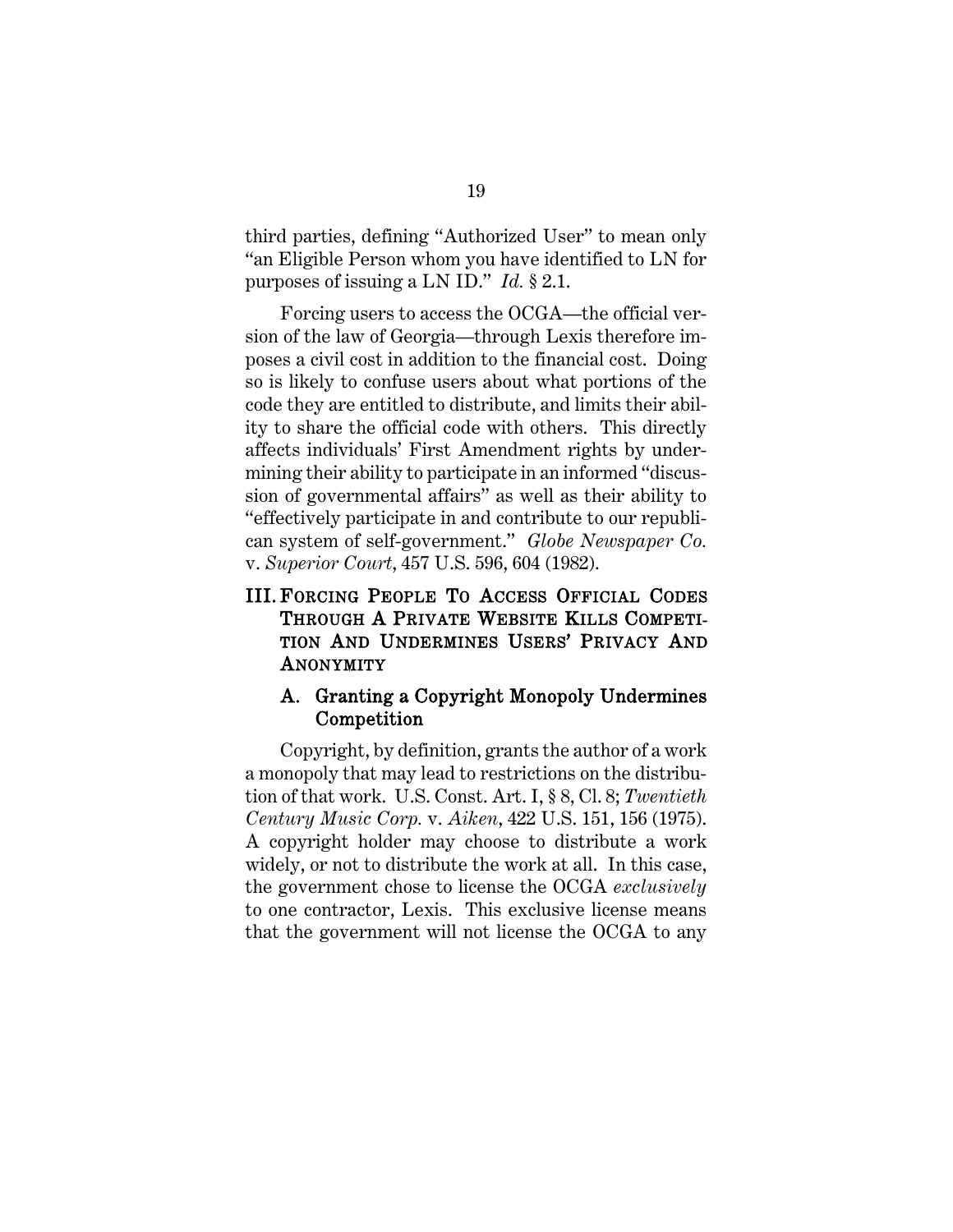third parties, defining "Authorized User" to mean only "an Eligible Person whom you have identified to LN for purposes of issuing a LN ID." *Id.* § 2.1.

Forcing users to access the OCGA—the official version of the law of Georgia—through Lexis therefore imposes a civil cost in addition to the financial cost. Doing so is likely to confuse users about what portions of the code they are entitled to distribute, and limits their ability to share the official code with others. This directly affects individuals' First Amendment rights by undermining their ability to participate in an informed "discussion of governmental affairs" as well as their ability to "effectively participate in and contribute to our republican system of self-government." *Globe Newspaper Co.* v. *Superior Court*, 457 U.S. 596, 604 (1982).

## III. FORCING PEOPLE TO ACCESS OFFICIAL CODES THROUGH A PRIVATE WEBSITE KILLS COMPETITION AND UNDERMINES USERS' PRIVACY AND ANONYMITY

### A. Granting a Copyright Monopoly Undermines Competition

Copyright, by definition, grants the author of a work a monopoly that may lead to restrictions on the distribution of that work. U.S. Const. Art. I, § 8, Cl. 8; *Twentieth Century Music Corp.* v. *Aiken*, 422 U.S. 151, 156 (1975). A copyright holder may choose to distribute a work widely, or not to distribute the work at all. In this case, the government chose to license the OCGA *exclusively* to one contractor, Lexis. This exclusive license means that the government will not license the OCGA to any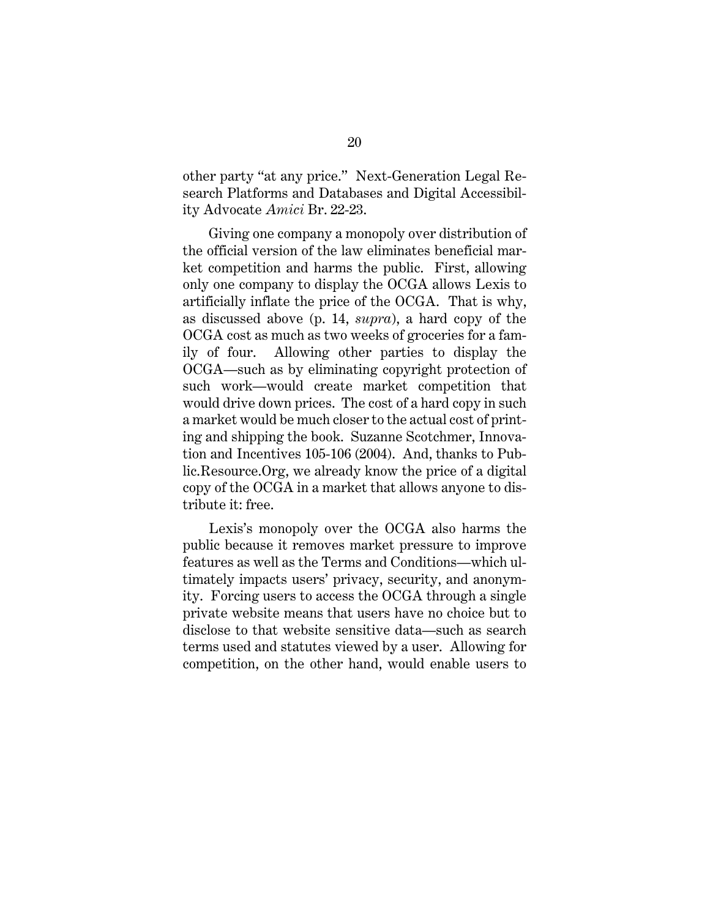other party "at any price." Next-Generation Legal Research Platforms and Databases and Digital Accessibility Advocate *Amici* Br. 22-23.

Giving one company a monopoly over distribution of the official version of the law eliminates beneficial market competition and harms the public. First, allowing only one company to display the OCGA allows Lexis to artificially inflate the price of the OCGA. That is why, as discussed above (p. 14, *supra*), a hard copy of the OCGA cost as much as two weeks of groceries for a family of four. Allowing other parties to display the OCGA—such as by eliminating copyright protection of such work—would create market competition that would drive down prices. The cost of a hard copy in such a market would be much closer to the actual cost of printing and shipping the book. Suzanne Scotchmer, Innovation and Incentives 105-106 (2004). And, thanks to Public.Resource.Org, we already know the price of a digital copy of the OCGA in a market that allows anyone to distribute it: free.

Lexis's monopoly over the OCGA also harms the public because it removes market pressure to improve features as well as the Terms and Conditions—which ultimately impacts users' privacy, security, and anonymity. Forcing users to access the OCGA through a single private website means that users have no choice but to disclose to that website sensitive data—such as search terms used and statutes viewed by a user. Allowing for competition, on the other hand, would enable users to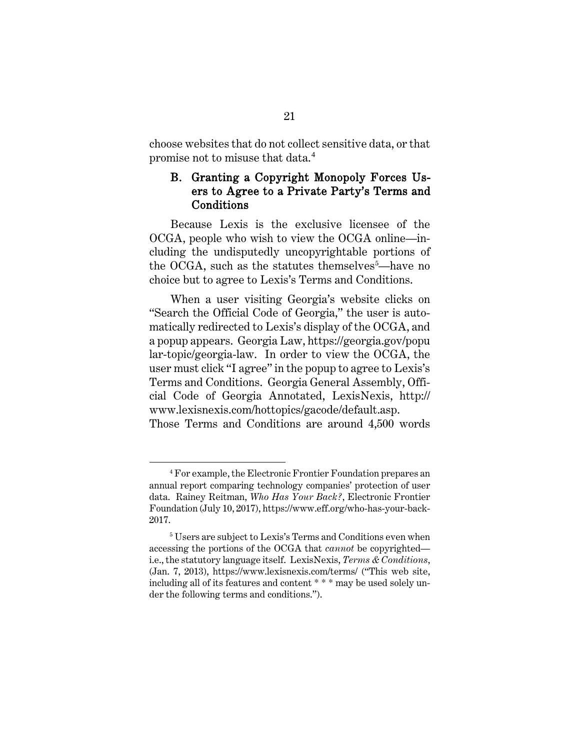choose websites that do not collect sensitive data, or that promise not to misuse that data.[4]

### B. Granting a Copyright Monopoly Forces Users to Agree to a Private Party's Terms and Conditions

Because Lexis is the exclusive licensee of the OCGA, people who wish to view the OCGA online—including the undisputedly uncopyrightable portions of the OCGA, such as the statutes themselves[5]—have no choice but to agree to Lexis's Terms and Conditions.

When a user visiting Georgia's website clicks on "Search the Official Code of Georgia," the user is automatically redirected to Lexis's display of the OCGA, and a popup appears. Georgia Law, https://georgia.gov/popular-topic/georgia-law. In order to view the OCGA, the user must click "I agree" in the popup to agree to Lexis's Terms and Conditions. Georgia General Assembly, Official Code of Georgia Annotated, LexisNexis, http://www.lexisnexis.com/hottopics/gacode/default.asp. Those Terms and Conditions are around 4,500 words

---

[4] For example, the Electronic Frontier Foundation prepares an annual report comparing technology companies' protection of user data. Rainey Reitman, *Who Has Your Back?*, Electronic Frontier Foundation (July 10, 2017), https://www.eff.org/who-has-your-back-2017.

[5] Users are subject to Lexis's Terms and Conditions even when accessing the portions of the OCGA that *cannot* be copyrighted—i.e., the statutory language itself. LexisNexis, *Terms & Conditions*, (Jan. 7, 2013), https://www.lexisnexis.com/terms/ ("This web site, including all of its features and content * * * may be used solely under the following terms and conditions.").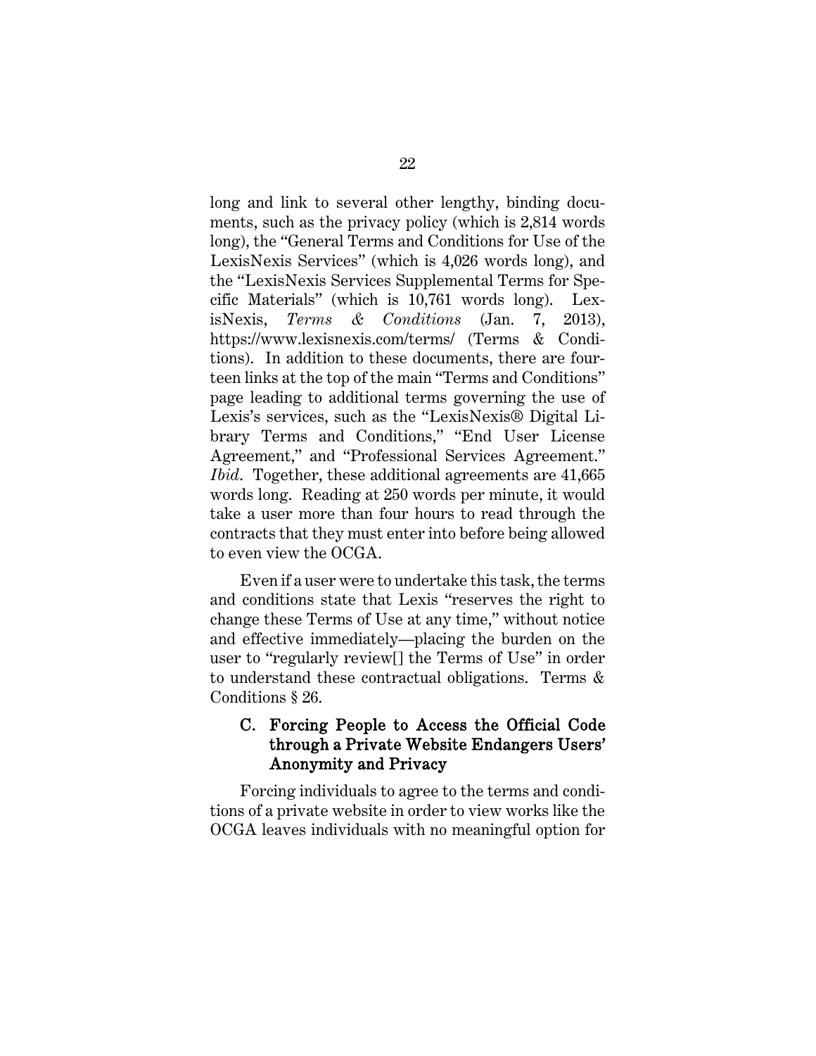long and link to several other lengthy, binding documents, such as the privacy policy (which is 2,814 words long), the "General Terms and Conditions for Use of the LexisNexis Services" (which is 4,026 words long), and the "LexisNexis Services Supplemental Terms for Specific Materials" (which is 10,761 words long). LexisNexis, *Terms & Conditions* (Jan. 7, 2013), https://www.lexisnexis.com/terms/ (Terms & Conditions). In addition to these documents, there are fourteen links at the top of the main "Terms and Conditions" page leading to additional terms governing the use of Lexis's services, such as the "LexisNexis® Digital Library Terms and Conditions," "End User License Agreement," and "Professional Services Agreement." *Ibid*. Together, these additional agreements are 41,665 words long. Reading at 250 words per minute, it would take a user more than four hours to read through the contracts that they must enter into before being allowed to even view the OCGA.

Even if a user were to undertake this task, the terms and conditions state that Lexis "reserves the right to change these Terms of Use at any time," without notice and effective immediately—placing the burden on the user to "regularly review[] the Terms of Use" in order to understand these contractual obligations. Terms & Conditions § 26.

### C. Forcing People to Access the Official Code through a Private Website Endangers Users' Anonymity and Privacy

Forcing individuals to agree to the terms and conditions of a private website in order to view works like the OCGA leaves individuals with no meaningful option for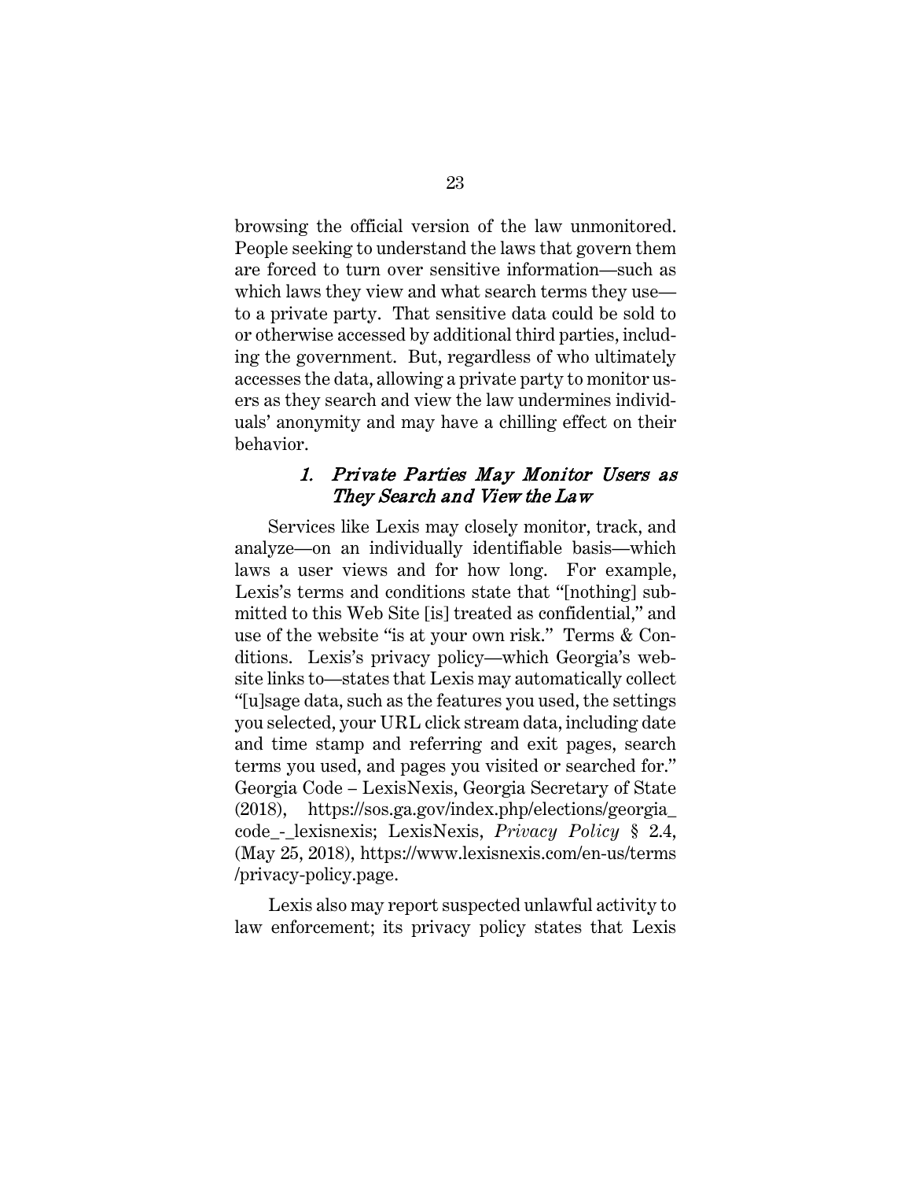browsing the official version of the law unmonitored. People seeking to understand the laws that govern them are forced to turn over sensitive information—such as which laws they view and what search terms they use—to a private party. That sensitive data could be sold to or otherwise accessed by additional third parties, including the government. But, regardless of who ultimately accesses the data, allowing a private party to monitor users as they search and view the law undermines individuals' anonymity and may have a chilling effect on their behavior.

### *1. Private Parties May Monitor Users as They Search and View the Law*

Services like Lexis may closely monitor, track, and analyze—on an individually identifiable basis—which laws a user views and for how long. For example, Lexis's terms and conditions state that "[nothing] submitted to this Web Site [is] treated as confidential," and use of the website "is at your own risk." Terms & Conditions. Lexis's privacy policy—which Georgia's website links to—states that Lexis may automatically collect "[u]sage data, such as the features you used, the settings you selected, your URL click stream data, including date and time stamp and referring and exit pages, search terms you used, and pages you visited or searched for." Georgia Code – LexisNexis, Georgia Secretary of State (2018), https://sos.ga.gov/index.php/elections/georgia_code_-_lexisnexis; LexisNexis, *Privacy Policy* § 2.4, (May 25, 2018), https://www.lexisnexis.com/en-us/terms/privacy-policy.page.

Lexis also may report suspected unlawful activity to law enforcement; its privacy policy states that Lexis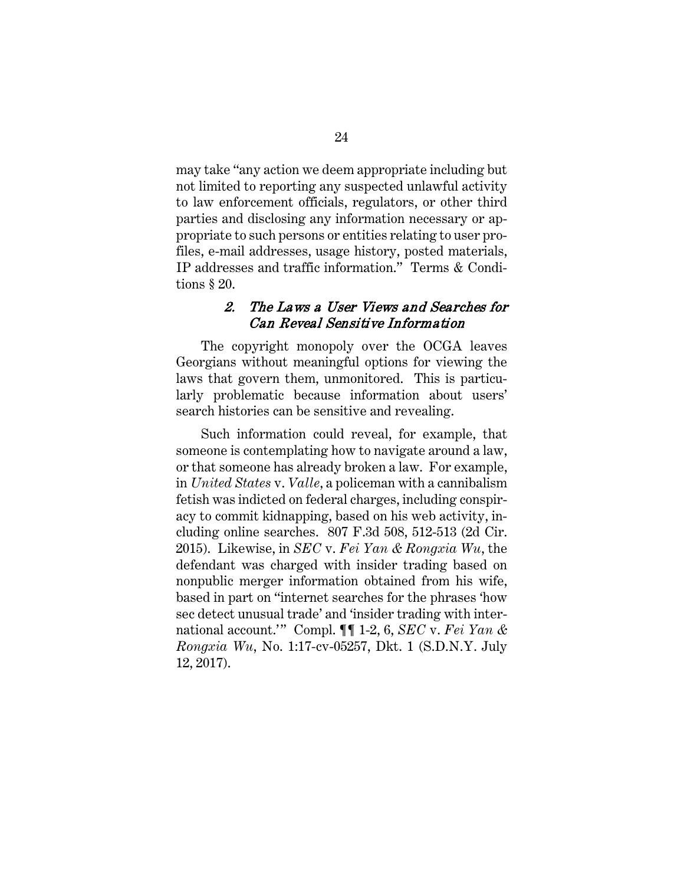may take "any action we deem appropriate including but not limited to reporting any suspected unlawful activity to law enforcement officials, regulators, or other third parties and disclosing any information necessary or appropriate to such persons or entities relating to user profiles, e-mail addresses, usage history, posted materials, IP addresses and traffic information." Terms & Conditions § 20.

### *2. The Laws a User Views and Searches for Can Reveal Sensitive Information*

The copyright monopoly over the OCGA leaves Georgians without meaningful options for viewing the laws that govern them, unmonitored. This is particularly problematic because information about users' search histories can be sensitive and revealing.

Such information could reveal, for example, that someone is contemplating how to navigate around a law, or that someone has already broken a law. For example, in *United States* v. *Valle*, a policeman with a cannibalism fetish was indicted on federal charges, including conspiracy to commit kidnapping, based on his web activity, including online searches. 807 F.3d 508, 512-513 (2d Cir. 2015). Likewise, in *SEC* v. *Fei Yan & Rongxia Wu*, the defendant was charged with insider trading based on nonpublic merger information obtained from his wife, based in part on "internet searches for the phrases 'how sec detect unusual trade' and 'insider trading with international account.'" Compl. ¶¶ 1-2, 6, *SEC* v. *Fei Yan & Rongxia Wu*, No. 1:17-cv-05257, Dkt. 1 (S.D.N.Y. July 12, 2017).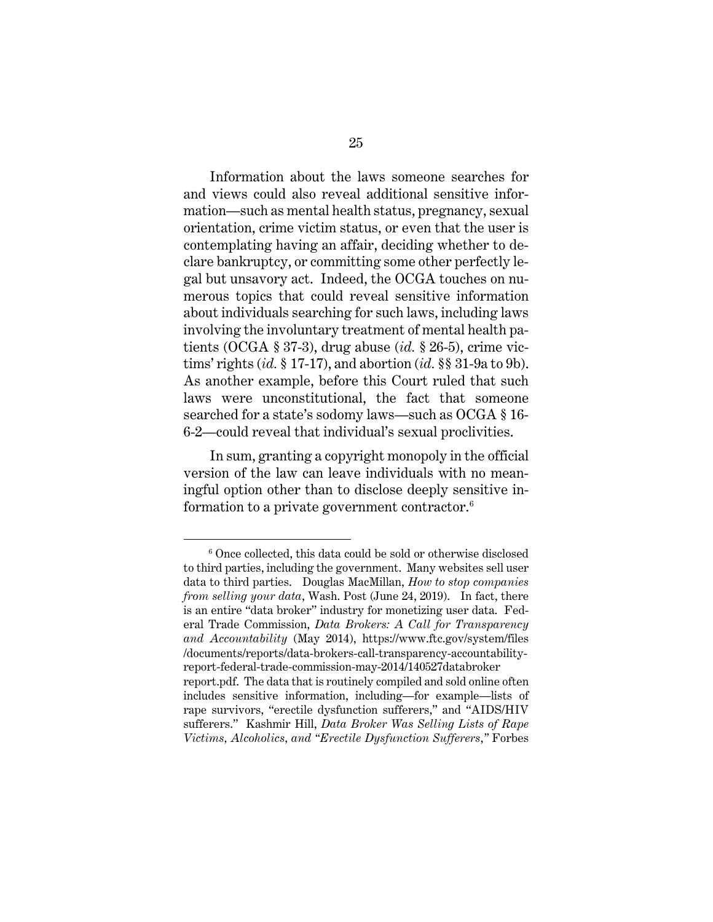Information about the laws someone searches for and views could also reveal additional sensitive information—such as mental health status, pregnancy, sexual orientation, crime victim status, or even that the user is contemplating having an affair, deciding whether to declare bankruptcy, or committing some other perfectly legal but unsavory act. Indeed, the OCGA touches on numerous topics that could reveal sensitive information about individuals searching for such laws, including laws involving the involuntary treatment of mental health patients (OCGA § 37-3), drug abuse (*id.* § 26-5), crime victims' rights (*id.* § 17-17), and abortion (*id.* §§ 31-9a to 9b). As another example, before this Court ruled that such laws were unconstitutional, the fact that someone searched for a state's sodomy laws—such as OCGA § 16-6-2—could reveal that individual's sexual proclivities.

In sum, granting a copyright monopoly in the official version of the law can leave individuals with no meaningful option other than to disclose deeply sensitive information to a private government contractor.[6]

---

[6] Once collected, this data could be sold or otherwise disclosed to third parties, including the government. Many websites sell user data to third parties. Douglas MacMillan, *How to stop companies from selling your data*, Wash. Post (June 24, 2019). In fact, there is an entire "data broker" industry for monetizing user data. Federal Trade Commission, *Data Brokers: A Call for Transparency and Accountability* (May 2014), https://www.ftc.gov/system/files/documents/reports/data-brokers-call-transparency-accountability-report-federal-trade-commission-may-2014/140527databroker report.pdf. The data that is routinely compiled and sold online often includes sensitive information, including—for example—lists of rape survivors, "erectile dysfunction sufferers," and "AIDS/HIV sufferers." Kashmir Hill, *Data Broker Was Selling Lists of Rape Victims, Alcoholics, and "Erectile Dysfunction Sufferers,"* Forbes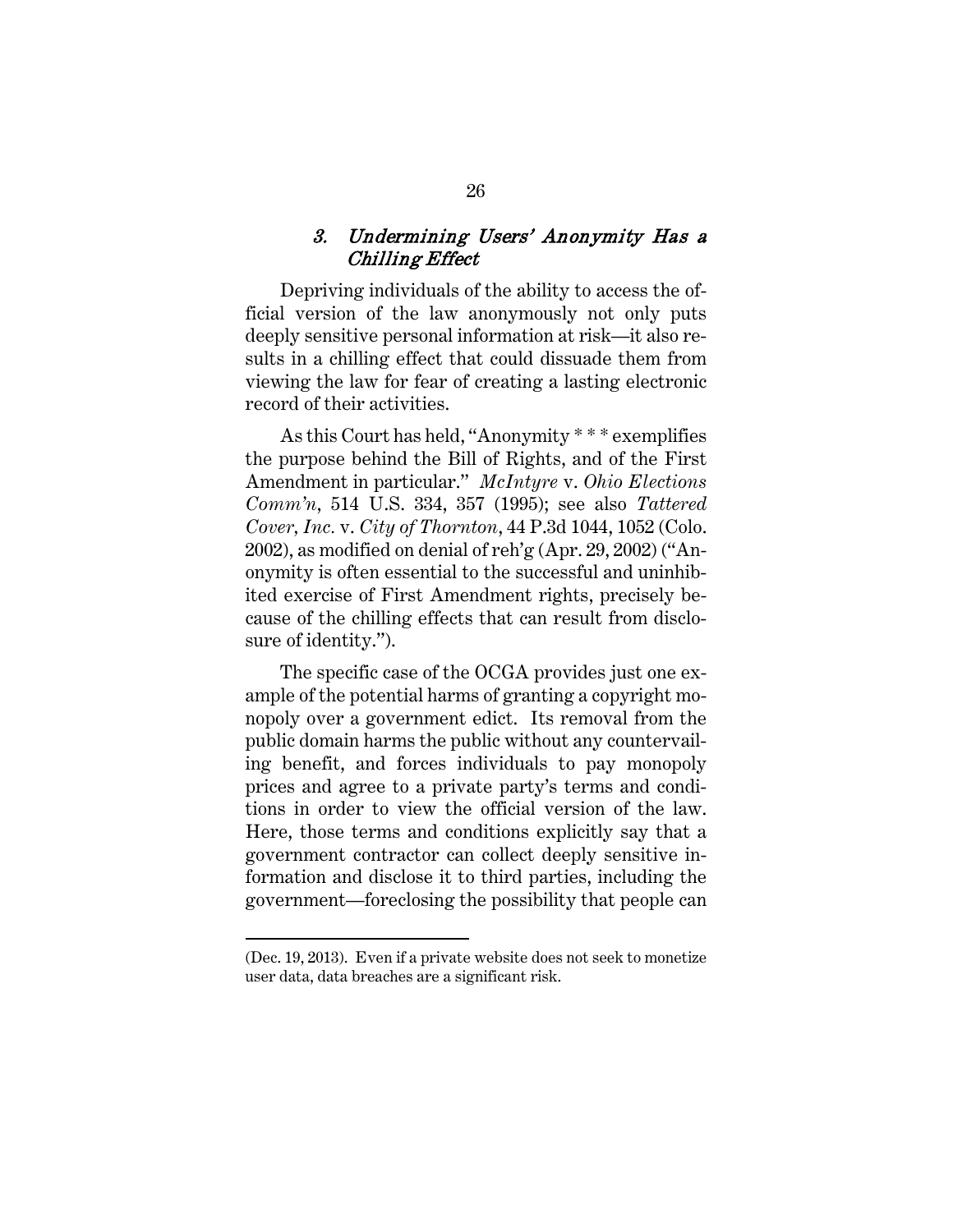### *3. Undermining Users' Anonymity Has a Chilling Effect*

Depriving individuals of the ability to access the official version of the law anonymously not only puts deeply sensitive personal information at risk—it also results in a chilling effect that could dissuade them from viewing the law for fear of creating a lasting electronic record of their activities.

As this Court has held, "Anonymity * * * exemplifies the purpose behind the Bill of Rights, and of the First Amendment in particular." *McIntyre* v. *Ohio Elections Comm'n*, 514 U.S. 334, 357 (1995); see also *Tattered Cover, Inc.* v. *City of Thornton*, 44 P.3d 1044, 1052 (Colo. 2002), as modified on denial of reh'g (Apr. 29, 2002) ("Anonymity is often essential to the successful and uninhibited exercise of First Amendment rights, precisely because of the chilling effects that can result from disclosure of identity.").

The specific case of the OCGA provides just one example of the potential harms of granting a copyright monopoly over a government edict. Its removal from the public domain harms the public without any countervailing benefit, and forces individuals to pay monopoly prices and agree to a private party's terms and conditions in order to view the official version of the law. Here, those terms and conditions explicitly say that a government contractor can collect deeply sensitive information and disclose it to third parties, including the government—foreclosing the possibility that people can

---

(Dec. 19, 2013). Even if a private website does not seek to monetize user data, data breaches are a significant risk.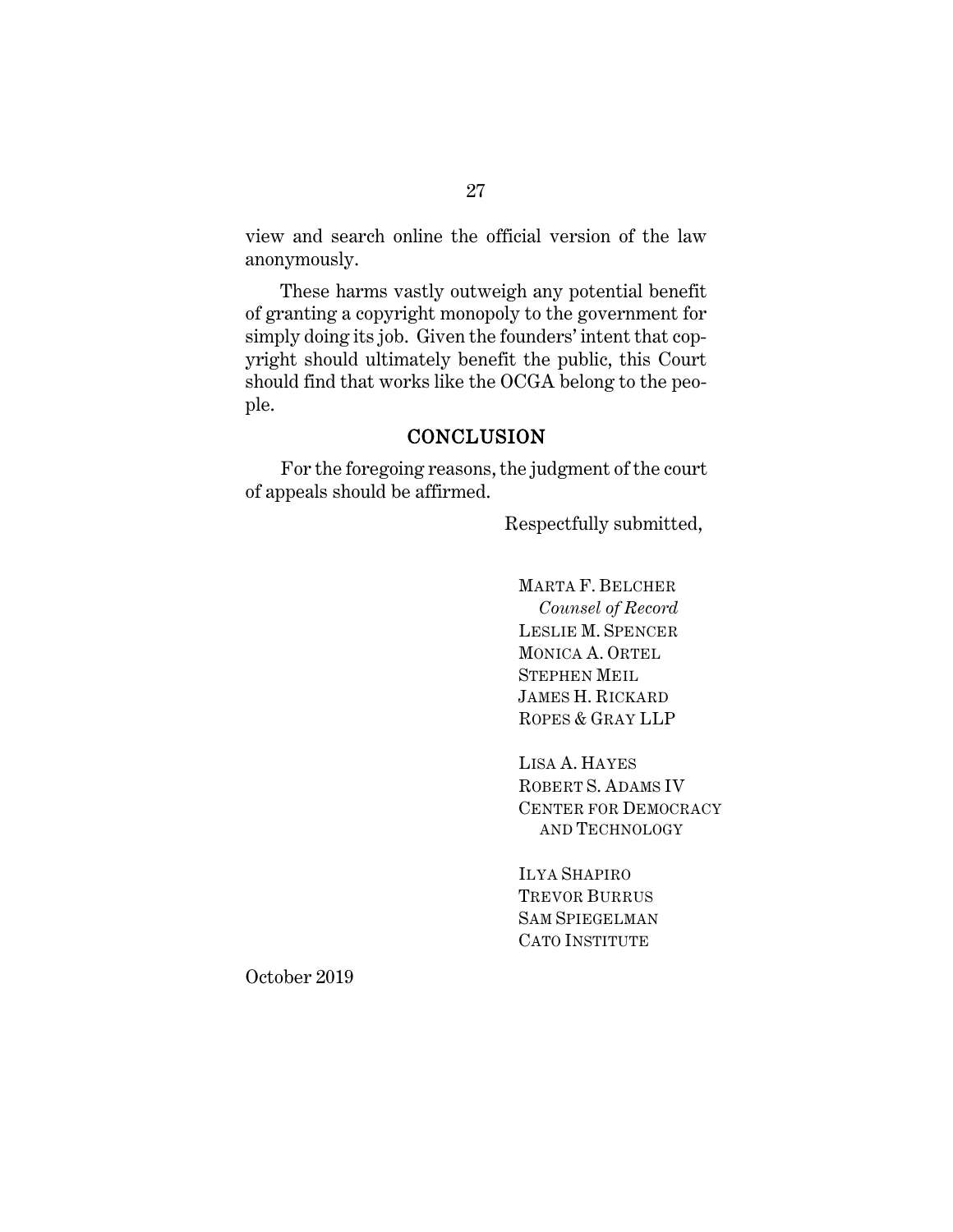view and search online the official version of the law anonymously.

These harms vastly outweigh any potential benefit of granting a copyright monopoly to the government for simply doing its job. Given the founders' intent that copyright should ultimately benefit the public, this Court should find that works like the OCGA belong to the people.

## CONCLUSION

For the foregoing reasons, the judgment of the court of appeals should be affirmed.

Respectfully submitted,

MARTA F. BELCHER
*Counsel of Record*
LESLIE M. SPENCER
MONICA A. ORTEL
STEPHEN MEIL
JAMES H. RICKARD
ROPES & GRAY LLP

LISA A. HAYES
ROBERT S. ADAMS IV
CENTER FOR DEMOCRACY AND TECHNOLOGY

ILYA SHAPIRO
TREVOR BURRUS
SAM SPIEGELMAN
CATO INSTITUTE

October 2019